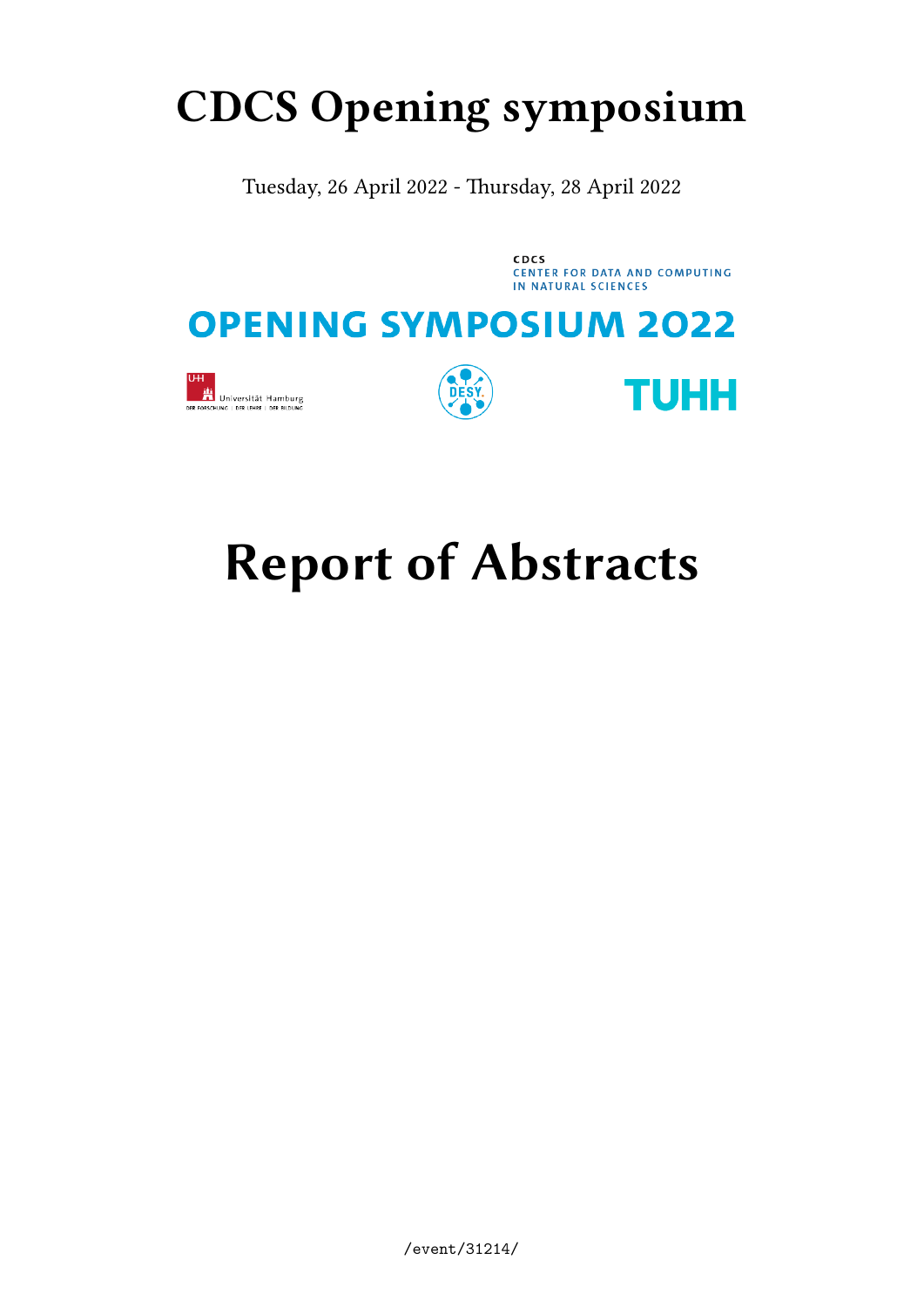# CDCS Opening symposium

Tuesday, 26 April 2022 - Thursday, 28 April 2022

CDCS
CENTER FOR DATA AND COMPUTING
IN NATURAL SCIENCES

OPENING SYMPOSIUM 2022

Universität Hamburg
DER FORSCHUNG | DER LEHRE | DER BILDUNG

DESY.

TUHH

# Report of Abstracts

/event/31214/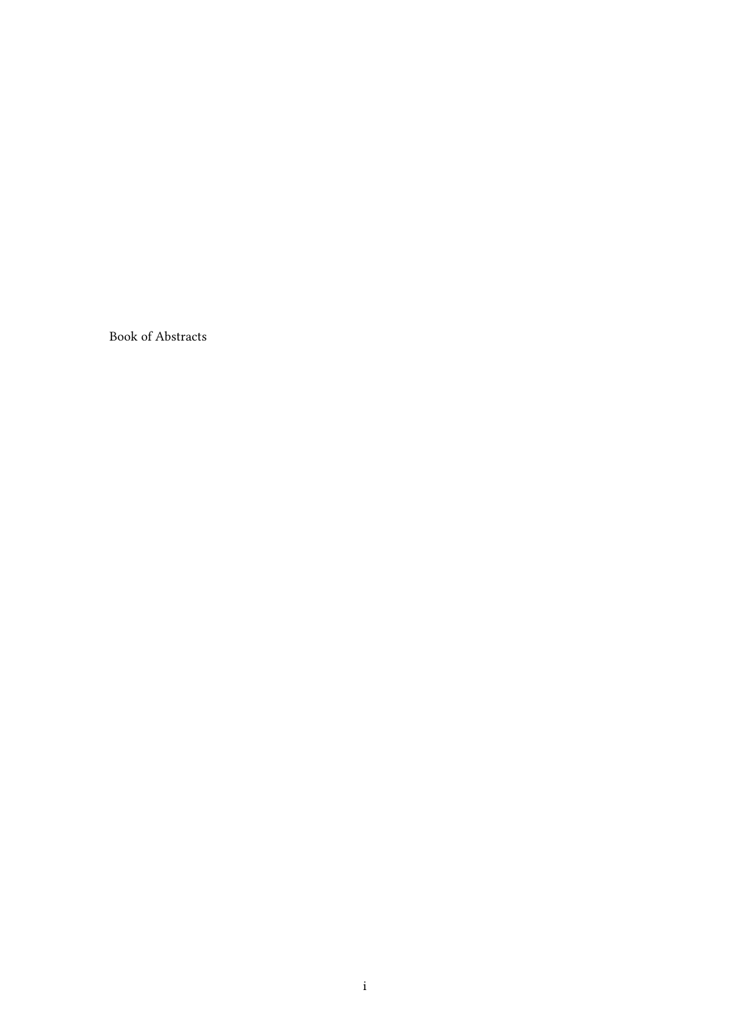Book of Abstracts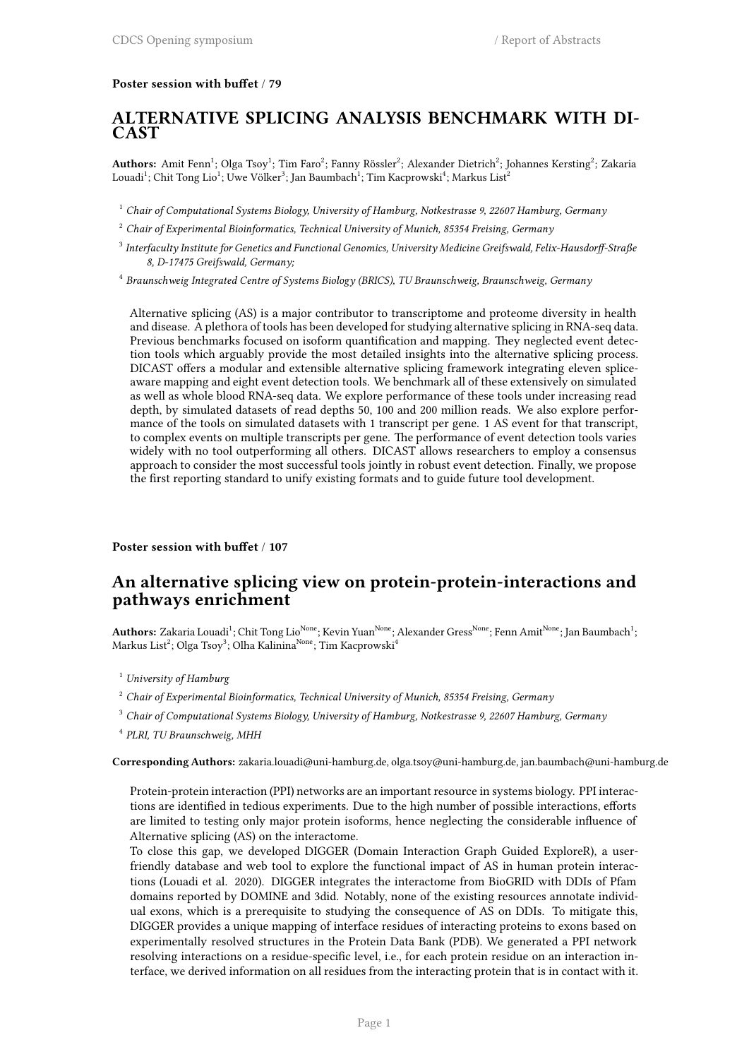**Poster session with buffet / 79**

## ALTERNATIVE SPLICING ANALYSIS BENCHMARK WITH DICAST

**Authors:** Amit Fenn[1]; Olga Tsoy[1]; Tim Faro[2]; Fanny Rössler[2]; Alexander Dietrich[2]; Johannes Kersting[2]; Zakaria Louadi[1]; Chit Tong Lio[1]; Uwe Völker[3]; Jan Baumbach[1]; Tim Kacprowski[4]; Markus List[2]

[1] *Chair of Computational Systems Biology, University of Hamburg, Notkestrasse 9, 22607 Hamburg, Germany*

[2] *Chair of Experimental Bioinformatics, Technical University of Munich, 85354 Freising, Germany*

[3] *Interfaculty Institute for Genetics and Functional Genomics, University Medicine Greifswald, Felix-Hausdorff-Straße 8, D-17475 Greifswald, Germany;*

[4] *Braunschweig Integrated Centre of Systems Biology (BRICS), TU Braunschweig, Braunschweig, Germany*

Alternative splicing (AS) is a major contributor to transcriptome and proteome diversity in health and disease. A plethora of tools has been developed for studying alternative splicing in RNA-seq data. Previous benchmarks focused on isoform quantification and mapping. They neglected event detection tools which arguably provide the most detailed insights into the alternative splicing process. DICAST offers a modular and extensible alternative splicing framework integrating eleven splice-aware mapping and eight event detection tools. We benchmark all of these extensively on simulated as well as whole blood RNA-seq data. We explore performance of these tools under increasing read depth, by simulated datasets of read depths 50, 100 and 200 million reads. We also explore performance of the tools on simulated datasets with 1 transcript per gene. 1 AS event for that transcript, to complex events on multiple transcripts per gene. The performance of event detection tools varies widely with no tool outperforming all others. DICAST allows researchers to employ a consensus approach to consider the most successful tools jointly in robust event detection. Finally, we propose the first reporting standard to unify existing formats and to guide future tool development.

**Poster session with buffet / 107**

## An alternative splicing view on protein-protein-interactions and pathways enrichment

**Authors:** Zakaria Louadi[1]; Chit Tong Lio[None]; Kevin Yuan[None]; Alexander Gress[None]; Fenn Amit[None]; Jan Baumbach[1]; Markus List[2]; Olga Tsoy[3]; Olha Kalinina[None]; Tim Kacprowski[4]

[1] *University of Hamburg*

[2] *Chair of Experimental Bioinformatics, Technical University of Munich, 85354 Freising, Germany*

[3] *Chair of Computational Systems Biology, University of Hamburg, Notkestrasse 9, 22607 Hamburg, Germany*

[4] *PLRI, TU Braunschweig, MHH*

**Corresponding Authors:** zakaria.louadi@uni-hamburg.de, olga.tsoy@uni-hamburg.de, jan.baumbach@uni-hamburg.de

Protein-protein interaction (PPI) networks are an important resource in systems biology. PPI interactions are identified in tedious experiments. Due to the high number of possible interactions, efforts are limited to testing only major protein isoforms, hence neglecting the considerable influence of Alternative splicing (AS) on the interactome.

To close this gap, we developed DIGGER (Domain Interaction Graph Guided ExploreR), a user-friendly database and web tool to explore the functional impact of AS in human protein interactions (Louadi et al. 2020). DIGGER integrates the interactome from BioGRID with DDIs of Pfam domains reported by DOMINE and 3did. Notably, none of the existing resources annotate individual exons, which is a prerequisite to studying the consequence of AS on DDIs. To mitigate this, DIGGER provides a unique mapping of interface residues of interacting proteins to exons based on experimentally resolved structures in the Protein Data Bank (PDB). We generated a PPI network resolving interactions on a residue-specific level, i.e., for each protein residue on an interaction interface, we derived information on all residues from the interacting protein that is in contact with it.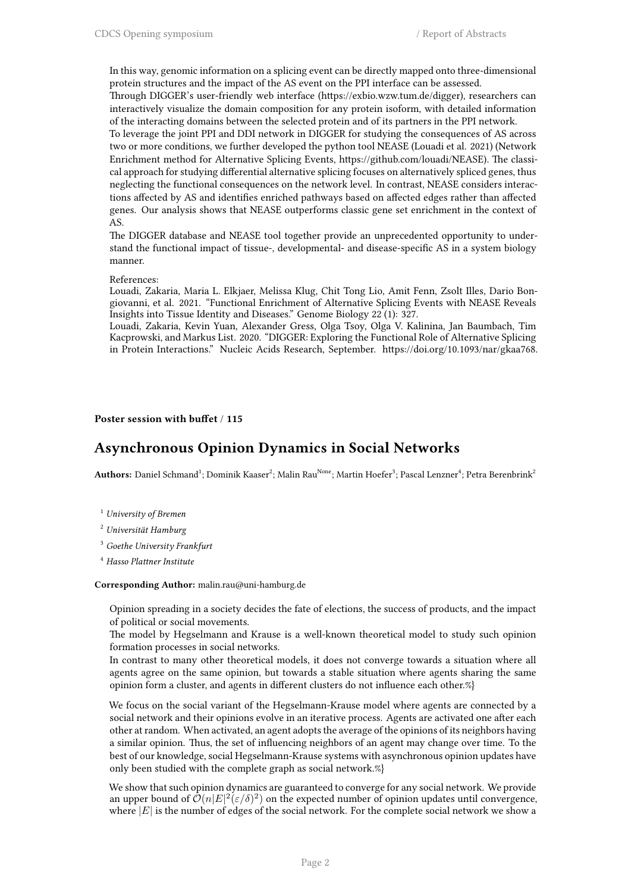In this way, genomic information on a splicing event can be directly mapped onto three-dimensional protein structures and the impact of the AS event on the PPI interface can be assessed.
Through DIGGER's user-friendly web interface (https://exbio.wzw.tum.de/digger), researchers can interactively visualize the domain composition for any protein isoform, with detailed information of the interacting domains between the selected protein and of its partners in the PPI network.
To leverage the joint PPI and DDI network in DIGGER for studying the consequences of AS across two or more conditions, we further developed the python tool NEASE (Louadi et al. 2021) (Network Enrichment method for Alternative Splicing Events, https://github.com/louadi/NEASE). The classical approach for studying differential alternative splicing focuses on alternatively spliced genes, thus neglecting the functional consequences on the network level. In contrast, NEASE considers interactions affected by AS and identifies enriched pathways based on affected edges rather than affected genes. Our analysis shows that NEASE outperforms classic gene set enrichment in the context of AS.
The DIGGER database and NEASE tool together provide an unprecedented opportunity to understand the functional impact of tissue-, developmental- and disease-specific AS in a system biology manner.

References:
Louadi, Zakaria, Maria L. Elkjaer, Melissa Klug, Chit Tong Lio, Amit Fenn, Zsolt Illes, Dario Bongiovanni, et al. 2021. "Functional Enrichment of Alternative Splicing Events with NEASE Reveals Insights into Tissue Identity and Diseases." Genome Biology 22 (1): 327.
Louadi, Zakaria, Kevin Yuan, Alexander Gress, Olga Tsoy, Olga V. Kalinina, Jan Baumbach, Tim Kacprowski, and Markus List. 2020. "DIGGER: Exploring the Functional Role of Alternative Splicing in Protein Interactions." Nucleic Acids Research, September. https://doi.org/10.1093/nar/gkaa768.

**Poster session with buffet / 115**

## Asynchronous Opinion Dynamics in Social Networks

**Authors:** Daniel Schmand[1]; Dominik Kaaser[2]; Malin Rau[None]; Martin Hoefer[3]; Pascal Lenzner[4]; Petra Berenbrink[2]

[1] *University of Bremen*

[2] *Universität Hamburg*

[3] *Goethe University Frankfurt*

[4] *Hasso Plattner Institute*

**Corresponding Author:** malin.rau@uni-hamburg.de

Opinion spreading in a society decides the fate of elections, the success of products, and the impact of political or social movements.
The model by Hegselmann and Krause is a well-known theoretical model to study such opinion formation processes in social networks.
In contrast to many other theoretical models, it does not converge towards a situation where all agents agree on the same opinion, but towards a stable situation where agents sharing the same opinion form a cluster, and agents in different clusters do not influence each other.%}

We focus on the social variant of the Hegselmann-Krause model where agents are connected by a social network and their opinions evolve in an iterative process. Agents are activated one after each other at random. When activated, an agent adopts the average of the opinions of its neighbors having a similar opinion. Thus, the set of influencing neighbors of an agent may change over time. To the best of our knowledge, social Hegselmann-Krause systems with asynchronous opinion updates have only been studied with the complete graph as social network.%}

We show that such opinion dynamics are guaranteed to converge for any social network. We provide an upper bound of $\mathcal{O}(n|E|^2(\varepsilon/\delta)^2)$ on the expected number of opinion updates until convergence, where $|E|$ is the number of edges of the social network. For the complete social network we show a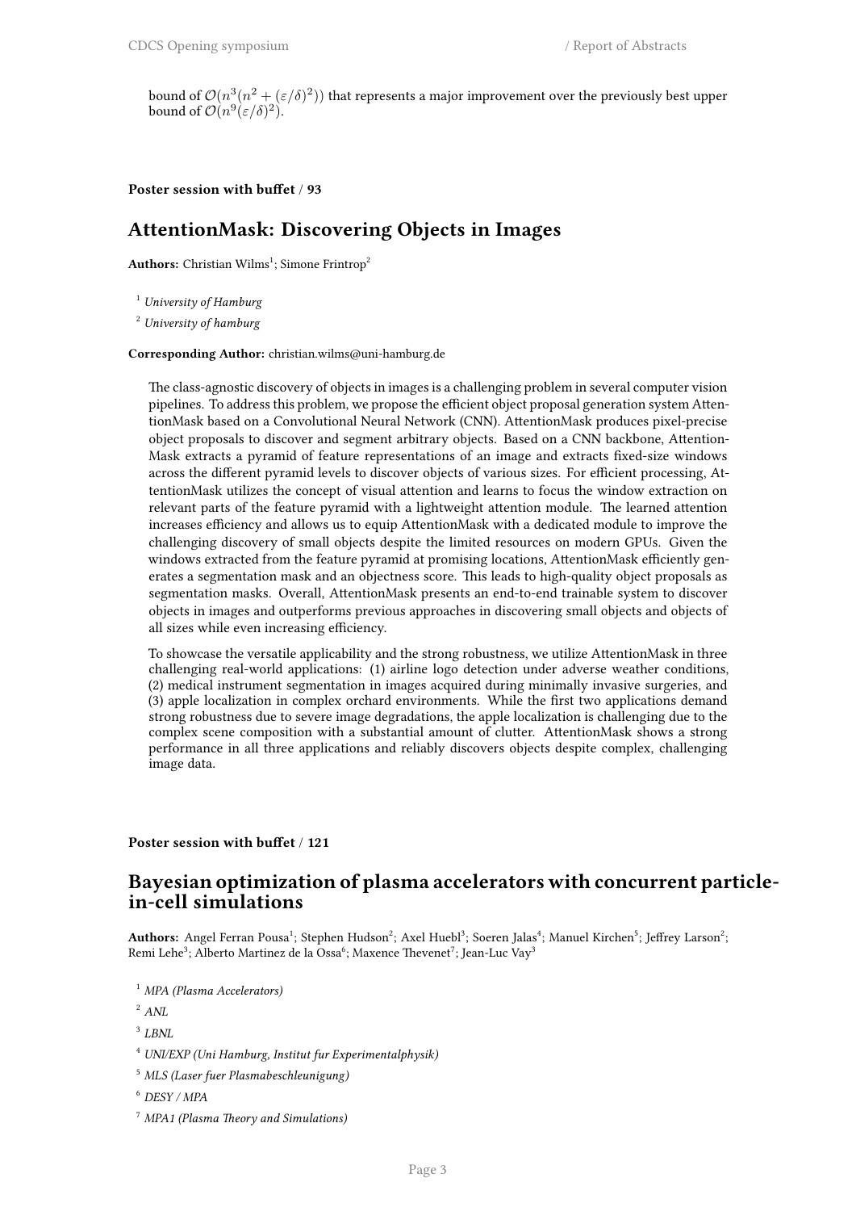bound of $\mathcal{O}(n^3(n^2 + (\varepsilon/\delta)^2))$ that represents a major improvement over the previously best upper bound of $\mathcal{O}(n^9(\varepsilon/\delta)^2)$.

**Poster session with buffet / 93**

## AttentionMask: Discovering Objects in Images

**Authors:** Christian Wilms[1]; Simone Frintrop[2]

[1] *University of Hamburg*

[2] *University of hamburg*

**Corresponding Author:** christian.wilms@uni-hamburg.de

The class-agnostic discovery of objects in images is a challenging problem in several computer vision pipelines. To address this problem, we propose the efficient object proposal generation system AttentionMask based on a Convolutional Neural Network (CNN). AttentionMask produces pixel-precise object proposals to discover and segment arbitrary objects. Based on a CNN backbone, AttentionMask extracts a pyramid of feature representations of an image and extracts fixed-size windows across the different pyramid levels to discover objects of various sizes. For efficient processing, AttentionMask utilizes the concept of visual attention and learns to focus the window extraction on relevant parts of the feature pyramid with a lightweight attention module. The learned attention increases efficiency and allows us to equip AttentionMask with a dedicated module to improve the challenging discovery of small objects despite the limited resources on modern GPUs. Given the windows extracted from the feature pyramid at promising locations, AttentionMask efficiently generates a segmentation mask and an objectness score. This leads to high-quality object proposals as segmentation masks. Overall, AttentionMask presents an end-to-end trainable system to discover objects in images and outperforms previous approaches in discovering small objects and objects of all sizes while even increasing efficiency.

To showcase the versatile applicability and the strong robustness, we utilize AttentionMask in three challenging real-world applications: (1) airline logo detection under adverse weather conditions, (2) medical instrument segmentation in images acquired during minimally invasive surgeries, and (3) apple localization in complex orchard environments. While the first two applications demand strong robustness due to severe image degradations, the apple localization is challenging due to the complex scene composition with a substantial amount of clutter. AttentionMask shows a strong performance in all three applications and reliably discovers objects despite complex, challenging image data.

**Poster session with buffet / 121**

## Bayesian optimization of plasma accelerators with concurrent particle-in-cell simulations

**Authors:** Angel Ferran Pousa[1]; Stephen Hudson[2]; Axel Huebl[3]; Soeren Jalas[4]; Manuel Kirchen[5]; Jeffrey Larson[2]; Remi Lehe[3]; Alberto Martinez de la Ossa[6]; Maxence Thevenet[7]; Jean-Luc Vay[3]

[1] *MPA (Plasma Accelerators)*

[2] *ANL*

[3] *LBNL*

[4] *UNI/EXP (Uni Hamburg, Institut fur Experimentalphysik)*

[5] *MLS (Laser fuer Plasmabeschleunigung)*

[6] *DESY / MPA*

[7] *MPA1 (Plasma Theory and Simulations)*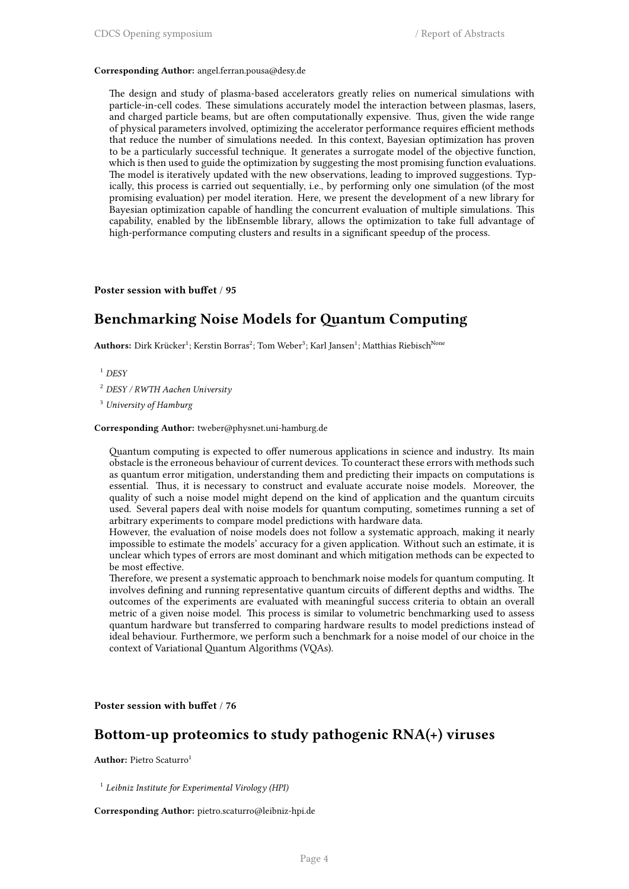**Corresponding Author:** angel.ferran.pousa@desy.de

The design and study of plasma-based accelerators greatly relies on numerical simulations with particle-in-cell codes. These simulations accurately model the interaction between plasmas, lasers, and charged particle beams, but are often computationally expensive. Thus, given the wide range of physical parameters involved, optimizing the accelerator performance requires efficient methods that reduce the number of simulations needed. In this context, Bayesian optimization has proven to be a particularly successful technique. It generates a surrogate model of the objective function, which is then used to guide the optimization by suggesting the most promising function evaluations. The model is iteratively updated with the new observations, leading to improved suggestions. Typically, this process is carried out sequentially, i.e., by performing only one simulation (of the most promising evaluation) per model iteration. Here, we present the development of a new library for Bayesian optimization capable of handling the concurrent evaluation of multiple simulations. This capability, enabled by the libEnsemble library, allows the optimization to take full advantage of high-performance computing clusters and results in a significant speedup of the process.

**Poster session with buffet / 95**

## Benchmarking Noise Models for Quantum Computing

**Authors:** Dirk Krücker[1]; Kerstin Borras[2]; Tom Weber[3]; Karl Jansen[1]; Matthias Riebisch[None]

[1] *DESY*

[2] *DESY / RWTH Aachen University*

[3] *University of Hamburg*

**Corresponding Author:** tweber@physnet.uni-hamburg.de

Quantum computing is expected to offer numerous applications in science and industry. Its main obstacle is the erroneous behaviour of current devices. To counteract these errors with methods such as quantum error mitigation, understanding them and predicting their impacts on computations is essential. Thus, it is necessary to construct and evaluate accurate noise models. Moreover, the quality of such a noise model might depend on the kind of application and the quantum circuits used. Several papers deal with noise models for quantum computing, sometimes running a set of arbitrary experiments to compare model predictions with hardware data.
However, the evaluation of noise models does not follow a systematic approach, making it nearly impossible to estimate the models' accuracy for a given application. Without such an estimate, it is unclear which types of errors are most dominant and which mitigation methods can be expected to be most effective.
Therefore, we present a systematic approach to benchmark noise models for quantum computing. It involves defining and running representative quantum circuits of different depths and widths. The outcomes of the experiments are evaluated with meaningful success criteria to obtain an overall metric of a given noise model. This process is similar to volumetric benchmarking used to assess quantum hardware but transferred to comparing hardware results to model predictions instead of ideal behaviour. Furthermore, we perform such a benchmark for a noise model of our choice in the context of Variational Quantum Algorithms (VQAs).

**Poster session with buffet / 76**

## Bottom-up proteomics to study pathogenic RNA(+) viruses

**Author:** Pietro Scaturro[1]

[1] *Leibniz Institute for Experimental Virology (HPI)*

**Corresponding Author:** pietro.scaturro@leibniz-hpi.de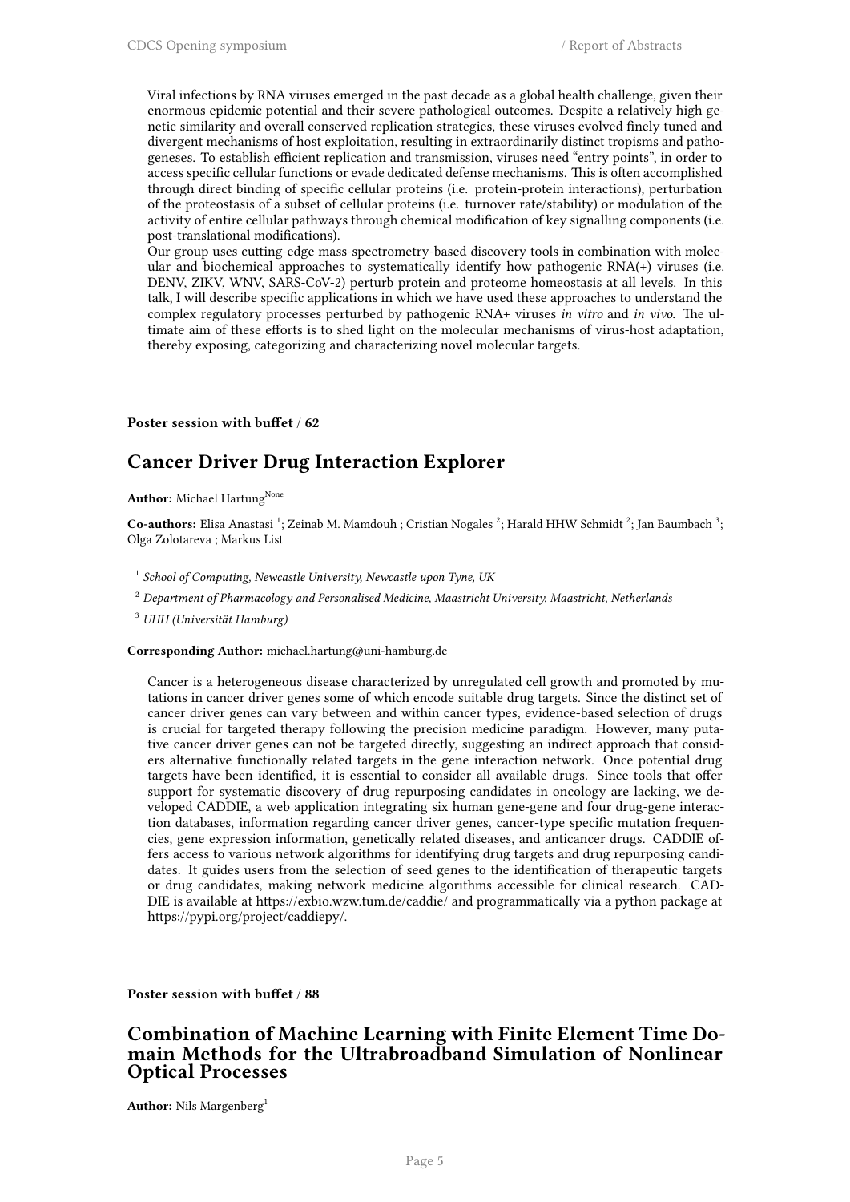Viral infections by RNA viruses emerged in the past decade as a global health challenge, given their enormous epidemic potential and their severe pathological outcomes. Despite a relatively high genetic similarity and overall conserved replication strategies, these viruses evolved finely tuned and divergent mechanisms of host exploitation, resulting in extraordinarily distinct tropisms and pathogeneses. To establish efficient replication and transmission, viruses need "entry points", in order to access specific cellular functions or evade dedicated defense mechanisms. This is often accomplished through direct binding of specific cellular proteins (i.e. protein-protein interactions), perturbation of the proteostasis of a subset of cellular proteins (i.e. turnover rate/stability) or modulation of the activity of entire cellular pathways through chemical modification of key signalling components (i.e. post-translational modifications).

Our group uses cutting-edge mass-spectrometry-based discovery tools in combination with molecular and biochemical approaches to systematically identify how pathogenic RNA(+) viruses (i.e. DENV, ZIKV, WNV, SARS-CoV-2) perturb protein and proteome homeostasis at all levels. In this talk, I will describe specific applications in which we have used these approaches to understand the complex regulatory processes perturbed by pathogenic RNA+ viruses *in vitro* and *in vivo*. The ultimate aim of these efforts is to shed light on the molecular mechanisms of virus-host adaptation, thereby exposing, categorizing and characterizing novel molecular targets.

**Poster session with buffet / 62**

## Cancer Driver Drug Interaction Explorer

**Author:** Michael Hartung[None]

**Co-authors:** Elisa Anastasi [1]; Zeinab M. Mamdouh ; Cristian Nogales [2]; Harald HHW Schmidt [2]; Jan Baumbach [3]; Olga Zolotareva ; Markus List

[1] *School of Computing, Newcastle University, Newcastle upon Tyne, UK*

[2] *Department of Pharmacology and Personalised Medicine, Maastricht University, Maastricht, Netherlands*

[3] *UHH (Universität Hamburg)*

**Corresponding Author:** michael.hartung@uni-hamburg.de

Cancer is a heterogeneous disease characterized by unregulated cell growth and promoted by mutations in cancer driver genes some of which encode suitable drug targets. Since the distinct set of cancer driver genes can vary between and within cancer types, evidence-based selection of drugs is crucial for targeted therapy following the precision medicine paradigm. However, many putative cancer driver genes can not be targeted directly, suggesting an indirect approach that considers alternative functionally related targets in the gene interaction network. Once potential drug targets have been identified, it is essential to consider all available drugs. Since tools that offer support for systematic discovery of drug repurposing candidates in oncology are lacking, we developed CADDIE, a web application integrating six human gene-gene and four drug-gene interaction databases, information regarding cancer driver genes, cancer-type specific mutation frequencies, gene expression information, genetically related diseases, and anticancer drugs. CADDIE offers access to various network algorithms for identifying drug targets and drug repurposing candidates. It guides users from the selection of seed genes to the identification of therapeutic targets or drug candidates, making network medicine algorithms accessible for clinical research. CADDIE is available at https://exbio.wzw.tum.de/caddie/ and programmatically via a python package at https://pypi.org/project/caddiepy/.

**Poster session with buffet / 88**

## Combination of Machine Learning with Finite Element Time Domain Methods for the Ultrabroadband Simulation of Nonlinear Optical Processes

**Author:** Nils Margenberg[1]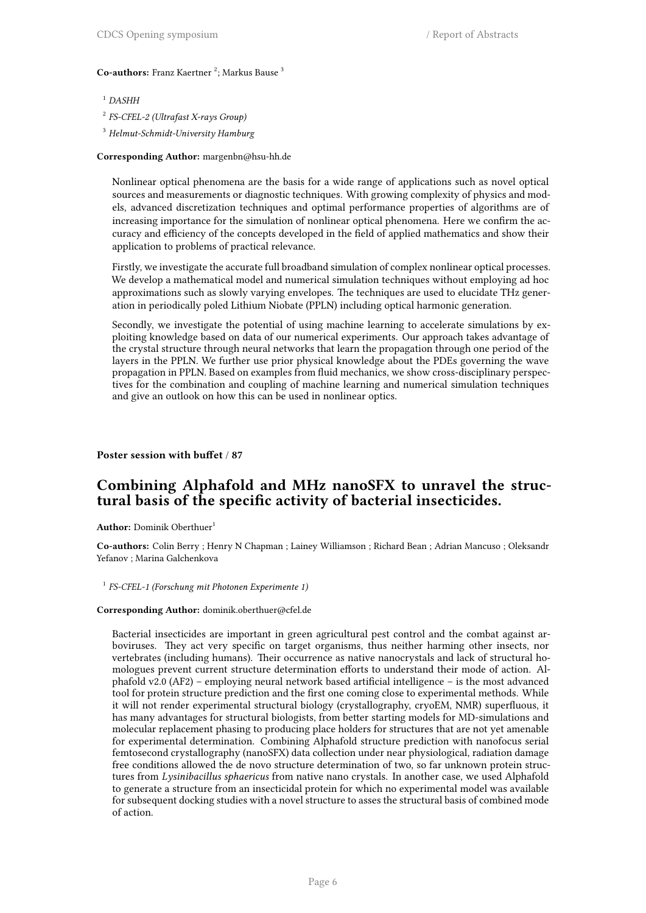**Co-authors:** Franz Kaertner [2]; Markus Bause [3]

[1] *DASHH*

[2] *FS-CFEL-2 (Ultrafast X-rays Group)*

[3] *Helmut-Schmidt-University Hamburg*

**Corresponding Author:** margenbn@hsu-hh.de

Nonlinear optical phenomena are the basis for a wide range of applications such as novel optical sources and measurements or diagnostic techniques. With growing complexity of physics and models, advanced discretization techniques and optimal performance properties of algorithms are of increasing importance for the simulation of nonlinear optical phenomena. Here we confirm the accuracy and efficiency of the concepts developed in the field of applied mathematics and show their application to problems of practical relevance.

Firstly, we investigate the accurate full broadband simulation of complex nonlinear optical processes. We develop a mathematical model and numerical simulation techniques without employing ad hoc approximations such as slowly varying envelopes. The techniques are used to elucidate THz generation in periodically poled Lithium Niobate (PPLN) including optical harmonic generation.

Secondly, we investigate the potential of using machine learning to accelerate simulations by exploiting knowledge based on data of our numerical experiments. Our approach takes advantage of the crystal structure through neural networks that learn the propagation through one period of the layers in the PPLN. We further use prior physical knowledge about the PDEs governing the wave propagation in PPLN. Based on examples from fluid mechanics, we show cross-disciplinary perspectives for the combination and coupling of machine learning and numerical simulation techniques and give an outlook on how this can be used in nonlinear optics.

**Poster session with buffet / 87**

## Combining Alphafold and MHz nanoSFX to unravel the structural basis of the specific activity of bacterial insecticides.

**Author:** Dominik Oberthuer[1]

**Co-authors:** Colin Berry ; Henry N Chapman ; Lainey Williamson ; Richard Bean ; Adrian Mancuso ; Oleksandr Yefanov ; Marina Galchenkova

[1] *FS-CFEL-1 (Forschung mit Photonen Experimente 1)*

**Corresponding Author:** dominik.oberthuer@cfel.de

Bacterial insecticides are important in green agricultural pest control and the combat against arboviruses. They act very specific on target organisms, thus neither harming other insects, nor vertebrates (including humans). Their occurrence as native nanocrystals and lack of structural homologues prevent current structure determination efforts to understand their mode of action. Alphafold v2.0 (AF2) – employing neural network based artificial intelligence – is the most advanced tool for protein structure prediction and the first one coming close to experimental methods. While it will not render experimental structural biology (crystallography, cryoEM, NMR) superfluous, it has many advantages for structural biologists, from better starting models for MD-simulations and molecular replacement phasing to producing place holders for structures that are not yet amenable for experimental determination. Combining Alphafold structure prediction with nanofocus serial femtosecond crystallography (nanoSFX) data collection under near physiological, radiation damage free conditions allowed the de novo structure determination of two, so far unknown protein structures from *Lysinibacillus sphaericus* from native nano crystals. In another case, we used Alphafold to generate a structure from an insecticidal protein for which no experimental model was available for subsequent docking studies with a novel structure to asses the structural basis of combined mode of action.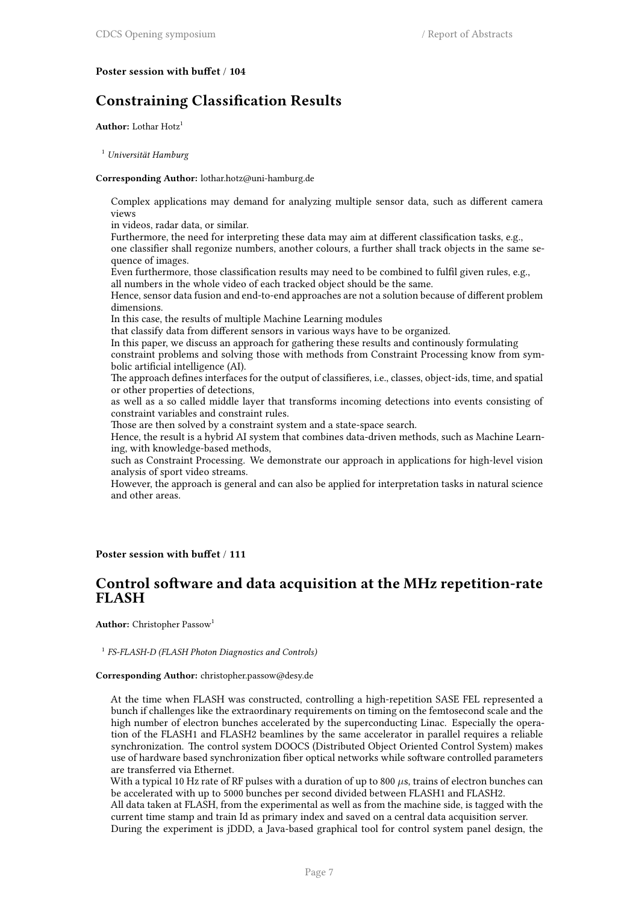**Poster session with buffet / 104**

## Constraining Classification Results

**Author:** Lothar Hotz[1]

[1] *Universität Hamburg*

**Corresponding Author:** lothar.hotz@uni-hamburg.de

Complex applications may demand for analyzing multiple sensor data, such as different camera views
in videos, radar data, or similar.
Furthermore, the need for interpreting these data may aim at different classification tasks, e.g.,
one classifier shall regonize numbers, another colours, a further shall track objects in the same sequence of images.
Even furthermore, those classification results may need to be combined to fulfil given rules, e.g.,
all numbers in the whole video of each tracked object should be the same.
Hence, sensor data fusion and end-to-end approaches are not a solution because of different problem dimensions.
In this case, the results of multiple Machine Learning modules
that classify data from different sensors in various ways have to be organized.
In this paper, we discuss an approach for gathering these results and continously formulating
constraint problems and solving those with methods from Constraint Processing know from symbolic artificial intelligence (AI).
The approach defines interfaces for the output of classifieres, i.e., classes, object-ids, time, and spatial or other properties of detections,
as well as a so called middle layer that transforms incoming detections into events consisting of constraint variables and constraint rules.
Those are then solved by a constraint system and a state-space search.
Hence, the result is a hybrid AI system that combines data-driven methods, such as Machine Learning, with knowledge-based methods,
such as Constraint Processing. We demonstrate our approach in applications for high-level vision analysis of sport video streams.
However, the approach is general and can also be applied for interpretation tasks in natural science and other areas.

**Poster session with buffet / 111**

## Control software and data acquisition at the MHz repetition-rate FLASH

**Author:** Christopher Passow[1]

[1] *FS-FLASH-D (FLASH Photon Diagnostics and Controls)*

**Corresponding Author:** christopher.passow@desy.de

At the time when FLASH was constructed, controlling a high-repetition SASE FEL represented a bunch if challenges like the extraordinary requirements on timing on the femtosecond scale and the high number of electron bunches accelerated by the superconducting Linac. Especially the operation of the FLASH1 and FLASH2 beamlines by the same accelerator in parallel requires a reliable synchronization. The control system DOOCS (Distributed Object Oriented Control System) makes use of hardware based synchronization fiber optical networks while software controlled parameters are transferred via Ethernet.
With a typical 10 Hz rate of RF pulses with a duration of up to 800 $\mu$s, trains of electron bunches can be accelerated with up to 5000 bunches per second divided between FLASH1 and FLASH2.
All data taken at FLASH, from the experimental as well as from the machine side, is tagged with the current time stamp and train Id as primary index and saved on a central data acquisition server.
During the experiment is jDDD, a Java-based graphical tool for control system panel design, the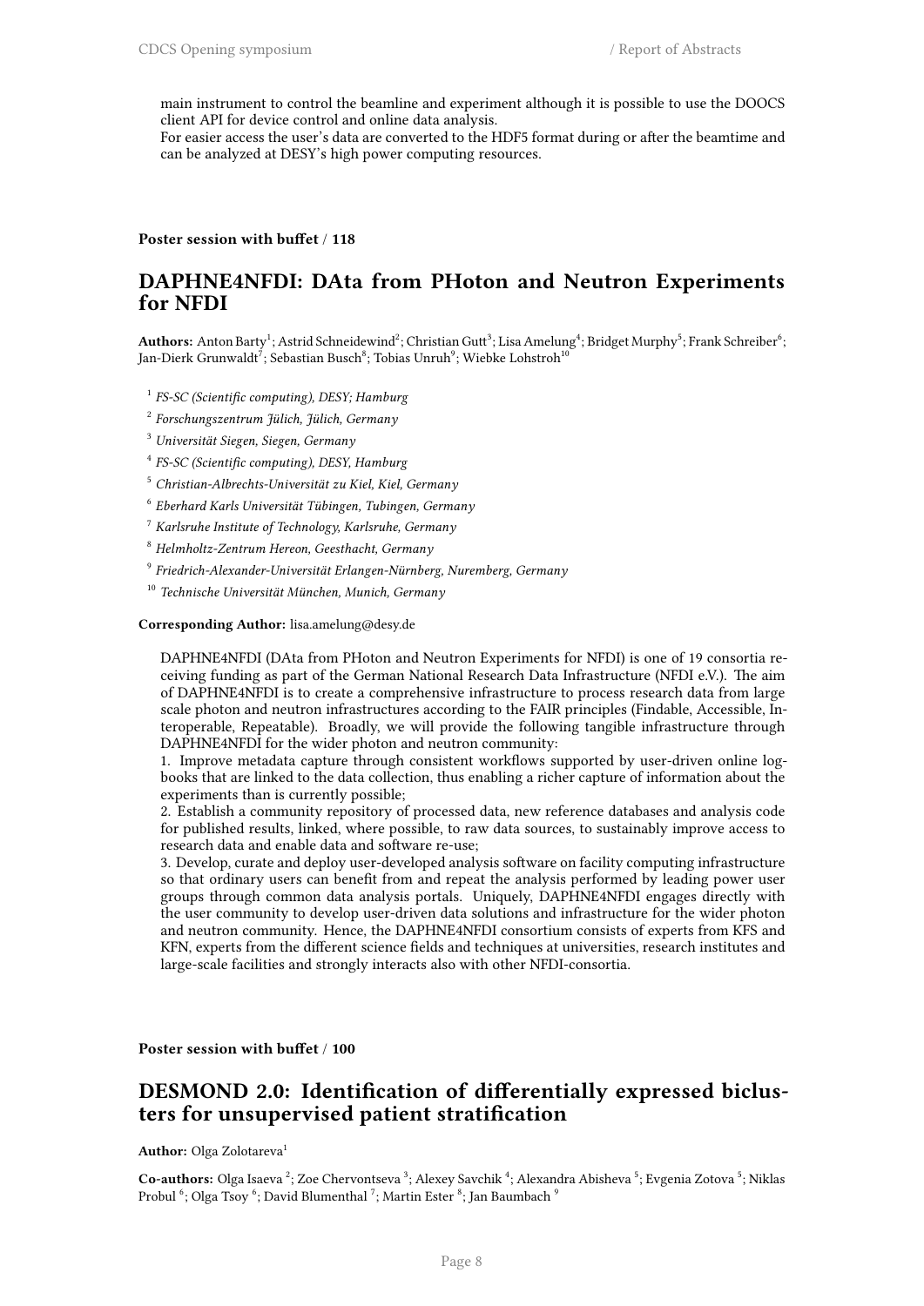main instrument to control the beamline and experiment although it is possible to use the DOOCS client API for device control and online data analysis.
For easier access the user's data are converted to the HDF5 format during or after the beamtime and can be analyzed at DESY's high power computing resources.

**Poster session with buffet / 118**

## DAPHNE4NFDI: DAta from PHoton and Neutron Experiments for NFDI

**Authors:** Anton Barty[1]; Astrid Schneidewind[2]; Christian Gutt[3]; Lisa Amelung[4]; Bridget Murphy[5]; Frank Schreiber[6]; Jan-Dierk Grunwaldt[7]; Sebastian Busch[8]; Tobias Unruh[9]; Wiebke Lohstroh[10]

[1] *FS-SC (Scientific computing), DESY; Hamburg*

[2] *Forschungszentrum Jülich, Jülich, Germany*

[3] *Universität Siegen, Siegen, Germany*

[4] *FS-SC (Scientific computing), DESY, Hamburg*

[5] *Christian-Albrechts-Universität zu Kiel, Kiel, Germany*

[6] *Eberhard Karls Universität Tübingen, Tubingen, Germany*

[7] *Karlsruhe Institute of Technology, Karlsruhe, Germany*

[8] *Helmholtz-Zentrum Hereon, Geesthacht, Germany*

[9] *Friedrich-Alexander-Universität Erlangen-Nürnberg, Nuremberg, Germany*

[10] *Technische Universität München, Munich, Germany*

**Corresponding Author:** lisa.amelung@desy.de

DAPHNE4NFDI (DAta from PHoton and Neutron Experiments for NFDI) is one of 19 consortia receiving funding as part of the German National Research Data Infrastructure (NFDI e.V.). The aim of DAPHNE4NFDI is to create a comprehensive infrastructure to process research data from large scale photon and neutron infrastructures according to the FAIR principles (Findable, Accessible, Interoperable, Repeatable). Broadly, we will provide the following tangible infrastructure through DAPHNE4NFDI for the wider photon and neutron community:
1. Improve metadata capture through consistent workflows supported by user-driven online logbooks that are linked to the data collection, thus enabling a richer capture of information about the experiments than is currently possible;
2. Establish a community repository of processed data, new reference databases and analysis code for published results, linked, where possible, to raw data sources, to sustainably improve access to research data and enable data and software re-use;
3. Develop, curate and deploy user-developed analysis software on facility computing infrastructure so that ordinary users can benefit from and repeat the analysis performed by leading power user groups through common data analysis portals. Uniquely, DAPHNE4NFDI engages directly with the user community to develop user-driven data solutions and infrastructure for the wider photon and neutron community. Hence, the DAPHNE4NFDI consortium consists of experts from KFS and KFN, experts from the different science fields and techniques at universities, research institutes and large-scale facilities and strongly interacts also with other NFDI-consortia.

**Poster session with buffet / 100**

## DESMOND 2.0: Identification of differentially expressed biclusters for unsupervised patient stratification

**Author:** Olga Zolotareva[1]

**Co-authors:** Olga Isaeva [2]; Zoe Chervontseva [3]; Alexey Savchik [4]; Alexandra Abisheva [5]; Evgenia Zotova [5]; Niklas Probul [6]; Olga Tsoy [6]; David Blumenthal [7]; Martin Ester [8]; Jan Baumbach [9]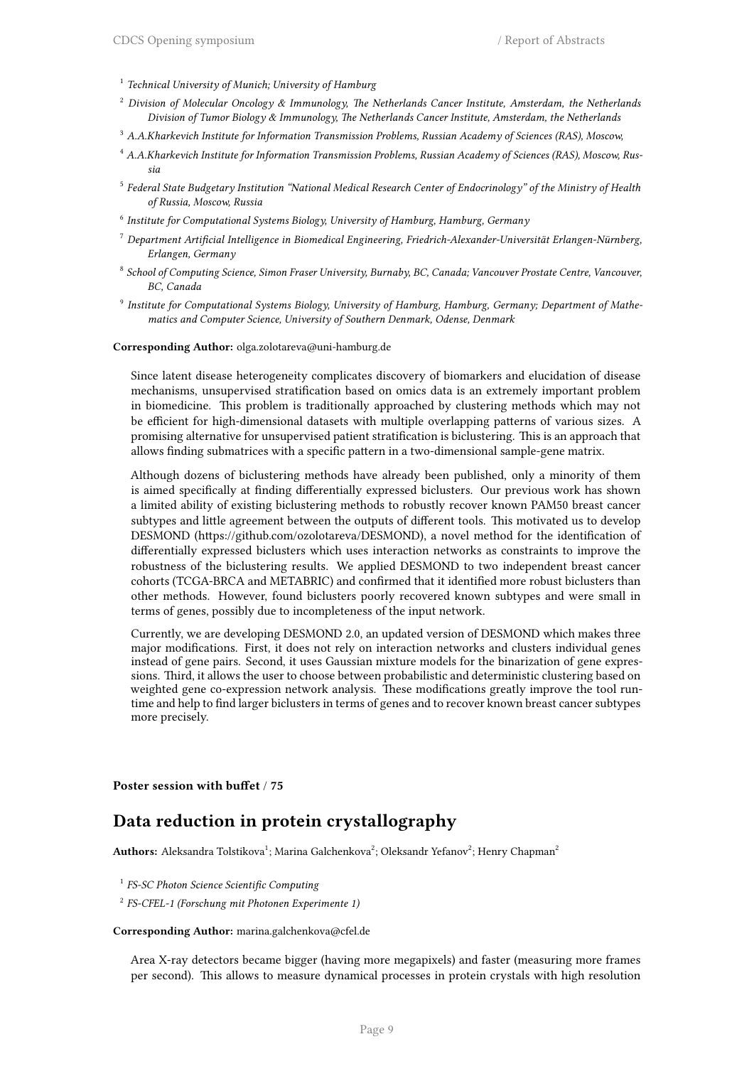[1] *Technical University of Munich; University of Hamburg*

[2] *Division of Molecular Oncology & Immunology, The Netherlands Cancer Institute, Amsterdam, the Netherlands Division of Tumor Biology & Immunology, The Netherlands Cancer Institute, Amsterdam, the Netherlands*

[3] *A.A.Kharkevich Institute for Information Transmission Problems, Russian Academy of Sciences (RAS), Moscow,*

[4] *A.A.Kharkevich Institute for Information Transmission Problems, Russian Academy of Sciences (RAS), Moscow, Russia*

[5] *Federal State Budgetary Institution "National Medical Research Center of Endocrinology" of the Ministry of Health of Russia, Moscow, Russia*

[6] *Institute for Computational Systems Biology, University of Hamburg, Hamburg, Germany*

[7] *Department Artificial Intelligence in Biomedical Engineering, Friedrich-Alexander-Universität Erlangen-Nürnberg, Erlangen, Germany*

[8] *School of Computing Science, Simon Fraser University, Burnaby, BC, Canada; Vancouver Prostate Centre, Vancouver, BC, Canada*

[9] *Institute for Computational Systems Biology, University of Hamburg, Hamburg, Germany; Department of Mathematics and Computer Science, University of Southern Denmark, Odense, Denmark*

**Corresponding Author:** olga.zolotareva@uni-hamburg.de

Since latent disease heterogeneity complicates discovery of biomarkers and elucidation of disease mechanisms, unsupervised stratification based on omics data is an extremely important problem in biomedicine. This problem is traditionally approached by clustering methods which may not be efficient for high-dimensional datasets with multiple overlapping patterns of various sizes. A promising alternative for unsupervised patient stratification is biclustering. This is an approach that allows finding submatrices with a specific pattern in a two-dimensional sample-gene matrix.

Although dozens of biclustering methods have already been published, only a minority of them is aimed specifically at finding differentially expressed biclusters. Our previous work has shown a limited ability of existing biclustering methods to robustly recover known PAM50 breast cancer subtypes and little agreement between the outputs of different tools. This motivated us to develop DESMOND (https://github.com/ozolotareva/DESMOND), a novel method for the identification of differentially expressed biclusters which uses interaction networks as constraints to improve the robustness of the biclustering results. We applied DESMOND to two independent breast cancer cohorts (TCGA-BRCA and METABRIC) and confirmed that it identified more robust biclusters than other methods. However, found biclusters poorly recovered known subtypes and were small in terms of genes, possibly due to incompleteness of the input network.

Currently, we are developing DESMOND 2.0, an updated version of DESMOND which makes three major modifications. First, it does not rely on interaction networks and clusters individual genes instead of gene pairs. Second, it uses Gaussian mixture models for the binarization of gene expressions. Third, it allows the user to choose between probabilistic and deterministic clustering based on weighted gene co-expression network analysis. These modifications greatly improve the tool runtime and help to find larger biclusters in terms of genes and to recover known breast cancer subtypes more precisely.

**Poster session with buffet / 75**

## Data reduction in protein crystallography

**Authors:** Aleksandra Tolstikova[1]; Marina Galchenkova[2]; Oleksandr Yefanov[2]; Henry Chapman[2]

[1] *FS-SC Photon Science Scientific Computing*

[2] *FS-CFEL-1 (Forschung mit Photonen Experimente 1)*

**Corresponding Author:** marina.galchenkova@cfel.de

Area X-ray detectors became bigger (having more megapixels) and faster (measuring more frames per second). This allows to measure dynamical processes in protein crystals with high resolution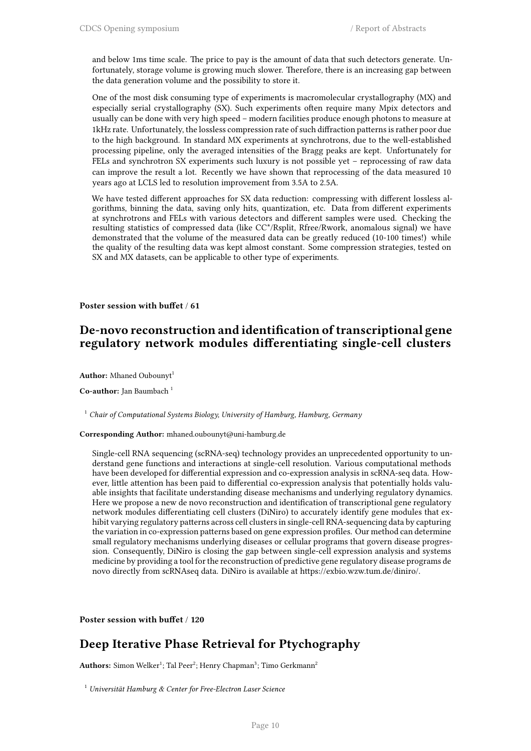and below 1ms time scale. The price to pay is the amount of data that such detectors generate. Unfortunately, storage volume is growing much slower. Therefore, there is an increasing gap between the data generation volume and the possibility to store it.

One of the most disk consuming type of experiments is macromolecular crystallography (MX) and especially serial crystallography (SX). Such experiments often require many Mpix detectors and usually can be done with very high speed – modern facilities produce enough photons to measure at 1kHz rate. Unfortunately, the lossless compression rate of such diffraction patterns is rather poor due to the high background. In standard MX experiments at synchrotrons, due to the well-established processing pipeline, only the averaged intensities of the Bragg peaks are kept. Unfortunately for FELs and synchrotron SX experiments such luxury is not possible yet – reprocessing of raw data can improve the result a lot. Recently we have shown that reprocessing of the data measured 10 years ago at LCLS led to resolution improvement from 3.5A to 2.5A.

We have tested different approaches for SX data reduction: compressing with different lossless algorithms, binning the data, saving only hits, quantization, etc. Data from different experiments at synchrotrons and FELs with various detectors and different samples were used. Checking the resulting statistics of compressed data (like CC*/Rsplit, Rfree/Rwork, anomalous signal) we have demonstrated that the volume of the measured data can be greatly reduced (10-100 times!) while the quality of the resulting data was kept almost constant. Some compression strategies, tested on SX and MX datasets, can be applicable to other type of experiments.

**Poster session with buffet / 61**

## De-novo reconstruction and identification of transcriptional gene regulatory network modules differentiating single-cell clusters

**Author:** Mhaned Oubounyt[1]

**Co-author:** Jan Baumbach [1]

[1] *Chair of Computational Systems Biology, University of Hamburg, Hamburg, Germany*

**Corresponding Author:** mhaned.oubounyt@uni-hamburg.de

Single-cell RNA sequencing (scRNA-seq) technology provides an unprecedented opportunity to understand gene functions and interactions at single-cell resolution. Various computational methods have been developed for differential expression and co-expression analysis in scRNA-seq data. However, little attention has been paid to differential co-expression analysis that potentially holds valuable insights that facilitate understanding disease mechanisms and underlying regulatory dynamics. Here we propose a new de novo reconstruction and identification of transcriptional gene regulatory network modules differentiating cell clusters (DiNiro) to accurately identify gene modules that exhibit varying regulatory patterns across cell clusters in single-cell RNA-sequencing data by capturing the variation in co-expression patterns based on gene expression profiles. Our method can determine small regulatory mechanisms underlying diseases or cellular programs that govern disease progression. Consequently, DiNiro is closing the gap between single-cell expression analysis and systems medicine by providing a tool for the reconstruction of predictive gene regulatory disease programs de novo directly from scRNAseq data. DiNiro is available at https://exbio.wzw.tum.de/diniro/.

**Poster session with buffet / 120**

## Deep Iterative Phase Retrieval for Ptychography

**Authors:** Simon Welker[1]; Tal Peer[2]; Henry Chapman[3]; Timo Gerkmann[2]

[1] *Universität Hamburg & Center for Free-Electron Laser Science*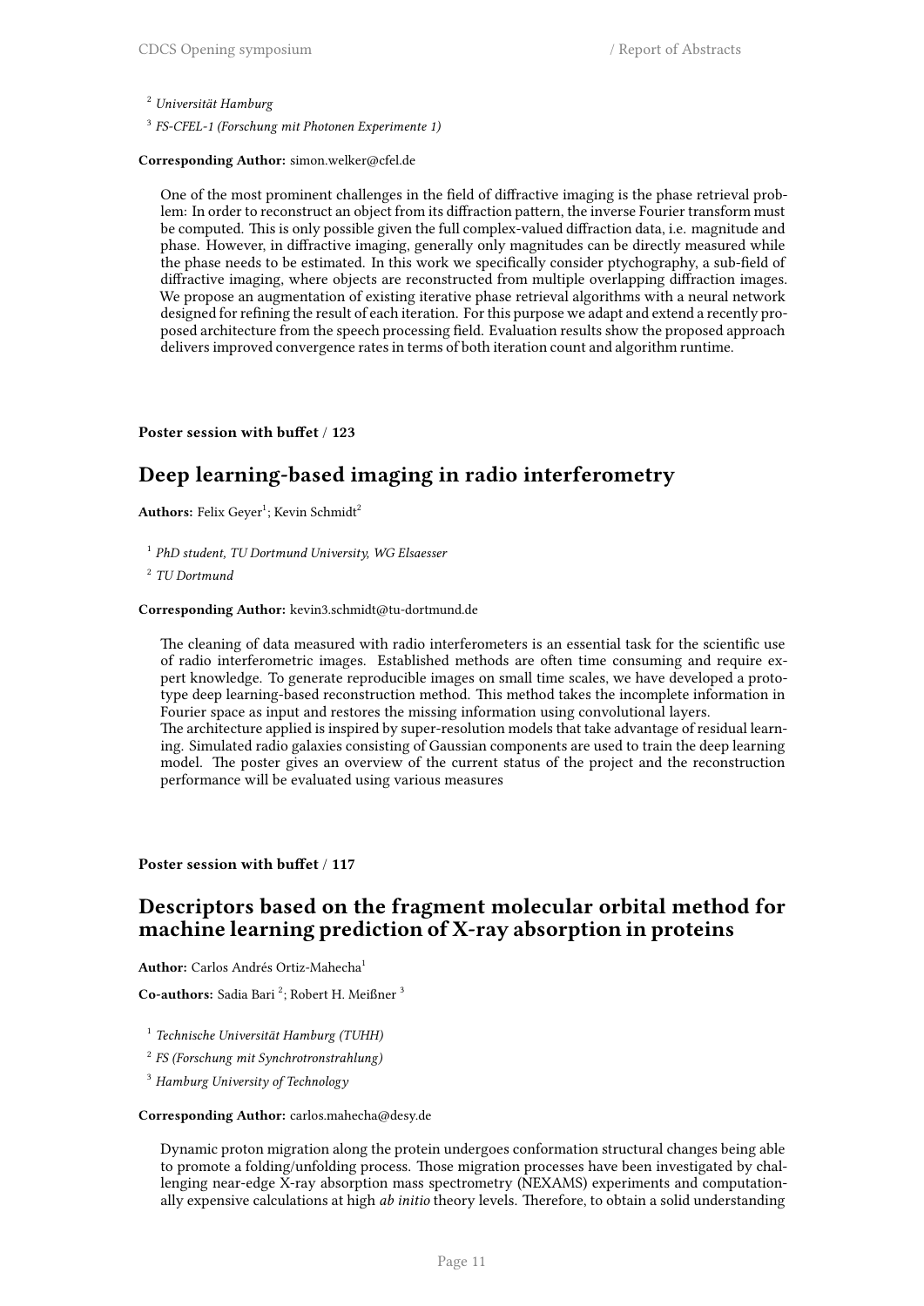[2] *Universität Hamburg*

[3] *FS-CFEL-1 (Forschung mit Photonen Experimente 1)*

**Corresponding Author:** simon.welker@cfel.de

One of the most prominent challenges in the field of diffractive imaging is the phase retrieval problem: In order to reconstruct an object from its diffraction pattern, the inverse Fourier transform must be computed. This is only possible given the full complex-valued diffraction data, i.e. magnitude and phase. However, in diffractive imaging, generally only magnitudes can be directly measured while the phase needs to be estimated. In this work we specifically consider ptychography, a sub-field of diffractive imaging, where objects are reconstructed from multiple overlapping diffraction images. We propose an augmentation of existing iterative phase retrieval algorithms with a neural network designed for refining the result of each iteration. For this purpose we adapt and extend a recently proposed architecture from the speech processing field. Evaluation results show the proposed approach delivers improved convergence rates in terms of both iteration count and algorithm runtime.

**Poster session with buffet / 123**

## Deep learning-based imaging in radio interferometry

**Authors:** Felix Geyer[1]; Kevin Schmidt[2]

[1] *PhD student, TU Dortmund University, WG Elsaesser*

[2] *TU Dortmund*

**Corresponding Author:** kevin3.schmidt@tu-dortmund.de

The cleaning of data measured with radio interferometers is an essential task for the scientific use of radio interferometric images. Established methods are often time consuming and require expert knowledge. To generate reproducible images on small time scales, we have developed a prototype deep learning-based reconstruction method. This method takes the incomplete information in Fourier space as input and restores the missing information using convolutional layers.
The architecture applied is inspired by super-resolution models that take advantage of residual learning. Simulated radio galaxies consisting of Gaussian components are used to train the deep learning model. The poster gives an overview of the current status of the project and the reconstruction performance will be evaluated using various measures

**Poster session with buffet / 117**

## Descriptors based on the fragment molecular orbital method for machine learning prediction of X-ray absorption in proteins

**Author:** Carlos Andrés Ortiz-Mahecha[1]

**Co-authors:** Sadia Bari [2]; Robert H. Meißner [3]

[1] *Technische Universität Hamburg (TUHH)*

[2] *FS (Forschung mit Synchrotronstrahlung)*

[3] *Hamburg University of Technology*

**Corresponding Author:** carlos.mahecha@desy.de

Dynamic proton migration along the protein undergoes conformation structural changes being able to promote a folding/unfolding process. Those migration processes have been investigated by challenging near-edge X-ray absorption mass spectrometry (NEXAMS) experiments and computationally expensive calculations at high *ab initio* theory levels. Therefore, to obtain a solid understanding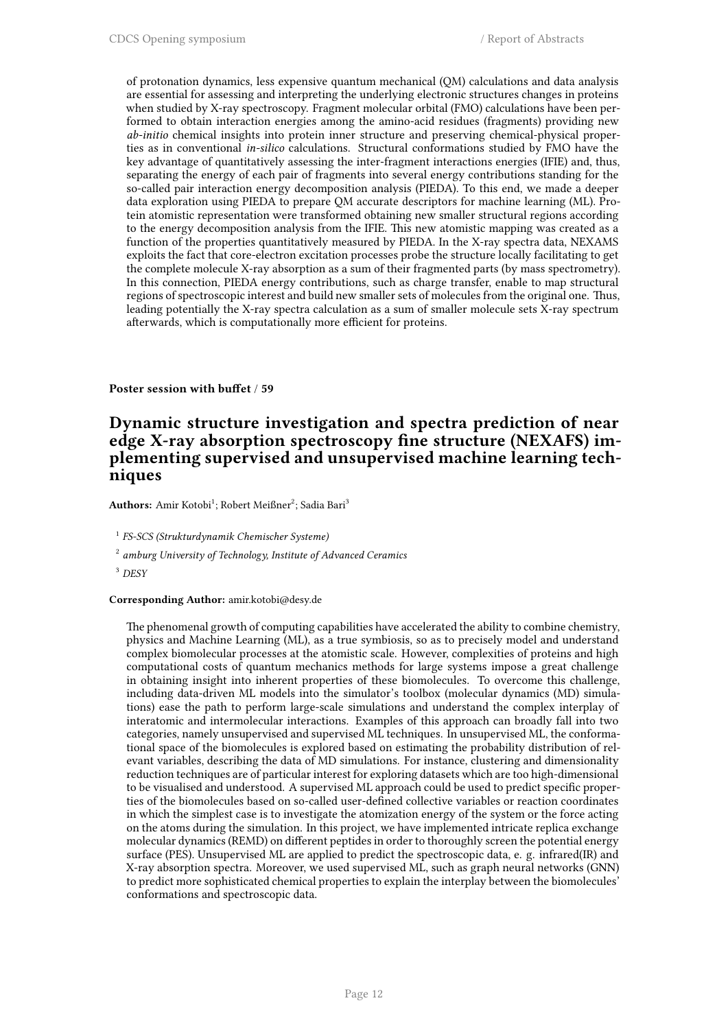of protonation dynamics, less expensive quantum mechanical (QM) calculations and data analysis are essential for assessing and interpreting the underlying electronic structures changes in proteins when studied by X-ray spectroscopy. Fragment molecular orbital (FMO) calculations have been performed to obtain interaction energies among the amino-acid residues (fragments) providing new *ab-initio* chemical insights into protein inner structure and preserving chemical-physical properties as in conventional *in-silico* calculations. Structural conformations studied by FMO have the key advantage of quantitatively assessing the inter-fragment interactions energies (IFIE) and, thus, separating the energy of each pair of fragments into several energy contributions standing for the so-called pair interaction energy decomposition analysis (PIEDA). To this end, we made a deeper data exploration using PIEDA to prepare QM accurate descriptors for machine learning (ML). Protein atomistic representation were transformed obtaining new smaller structural regions according to the energy decomposition analysis from the IFIE. This new atomistic mapping was created as a function of the properties quantitatively measured by PIEDA. In the X-ray spectra data, NEXAMS exploits the fact that core-electron excitation processes probe the structure locally facilitating to get the complete molecule X-ray absorption as a sum of their fragmented parts (by mass spectrometry). In this connection, PIEDA energy contributions, such as charge transfer, enable to map structural regions of spectroscopic interest and build new smaller sets of molecules from the original one. Thus, leading potentially the X-ray spectra calculation as a sum of smaller molecule sets X-ray spectrum afterwards, which is computationally more efficient for proteins.

**Poster session with buffet / 59**

## Dynamic structure investigation and spectra prediction of near edge X-ray absorption spectroscopy fine structure (NEXAFS) implementing supervised and unsupervised machine learning techniques

**Authors:** Amir Kotobi[1]; Robert Meißner[2]; Sadia Bari[3]

[1] *FS-SCS (Strukturdynamik Chemischer Systeme)*

[2] *amburg University of Technology, Institute of Advanced Ceramics*

[3] *DESY*

**Corresponding Author:** amir.kotobi@desy.de

The phenomenal growth of computing capabilities have accelerated the ability to combine chemistry, physics and Machine Learning (ML), as a true symbiosis, so as to precisely model and understand complex biomolecular processes at the atomistic scale. However, complexities of proteins and high computational costs of quantum mechanics methods for large systems impose a great challenge in obtaining insight into inherent properties of these biomolecules. To overcome this challenge, including data-driven ML models into the simulator's toolbox (molecular dynamics (MD) simulations) ease the path to perform large-scale simulations and understand the complex interplay of interatomic and intermolecular interactions. Examples of this approach can broadly fall into two categories, namely unsupervised and supervised ML techniques. In unsupervised ML, the conformational space of the biomolecules is explored based on estimating the probability distribution of relevant variables, describing the data of MD simulations. For instance, clustering and dimensionality reduction techniques are of particular interest for exploring datasets which are too high-dimensional to be visualised and understood. A supervised ML approach could be used to predict specific properties of the biomolecules based on so-called user-defined collective variables or reaction coordinates in which the simplest case is to investigate the atomization energy of the system or the force acting on the atoms during the simulation. In this project, we have implemented intricate replica exchange molecular dynamics (REMD) on different peptides in order to thoroughly screen the potential energy surface (PES). Unsupervised ML are applied to predict the spectroscopic data, e. g. infrared(IR) and X-ray absorption spectra. Moreover, we used supervised ML, such as graph neural networks (GNN) to predict more sophisticated chemical properties to explain the interplay between the biomolecules' conformations and spectroscopic data.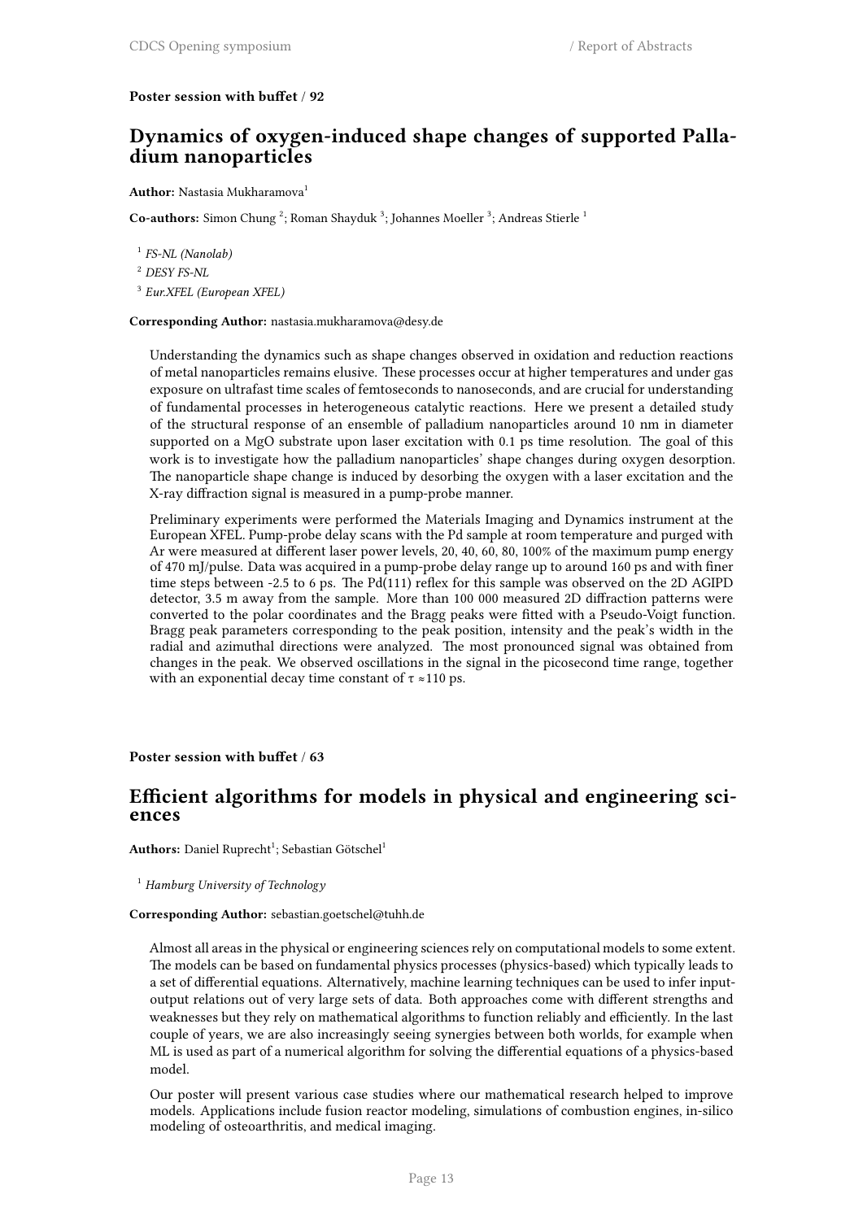**Poster session with buffet / 92**

## Dynamics of oxygen-induced shape changes of supported Palladium nanoparticles

**Author:** Nastasia Mukharamova[1]

**Co-authors:** Simon Chung [2]; Roman Shayduk [3]; Johannes Moeller [3]; Andreas Stierle [1]

[1] *FS-NL (Nanolab)*

[2] *DESY FS-NL*

[3] *Eur.XFEL (European XFEL)*

**Corresponding Author:** nastasia.mukharamova@desy.de

Understanding the dynamics such as shape changes observed in oxidation and reduction reactions of metal nanoparticles remains elusive. These processes occur at higher temperatures and under gas exposure on ultrafast time scales of femtoseconds to nanoseconds, and are crucial for understanding of fundamental processes in heterogeneous catalytic reactions. Here we present a detailed study of the structural response of an ensemble of palladium nanoparticles around 10 nm in diameter supported on a MgO substrate upon laser excitation with 0.1 ps time resolution. The goal of this work is to investigate how the palladium nanoparticles' shape changes during oxygen desorption. The nanoparticle shape change is induced by desorbing the oxygen with a laser excitation and the X-ray diffraction signal is measured in a pump-probe manner.

Preliminary experiments were performed the Materials Imaging and Dynamics instrument at the European XFEL. Pump-probe delay scans with the Pd sample at room temperature and purged with Ar were measured at different laser power levels, 20, 40, 60, 80, 100% of the maximum pump energy of 470 mJ/pulse. Data was acquired in a pump-probe delay range up to around 160 ps and with finer time steps between -2.5 to 6 ps. The Pd(111) reflex for this sample was observed on the 2D AGIPD detector, 3.5 m away from the sample. More than 100 000 measured 2D diffraction patterns were converted to the polar coordinates and the Bragg peaks were fitted with a Pseudo-Voigt function. Bragg peak parameters corresponding to the peak position, intensity and the peak's width in the radial and azimuthal directions were analyzed. The most pronounced signal was obtained from changes in the peak. We observed oscillations in the signal in the picosecond time range, together with an exponential decay time constant of $\tau \approx 110$ ps.

**Poster session with buffet / 63**

## Efficient algorithms for models in physical and engineering sciences

**Authors:** Daniel Ruprecht[1]; Sebastian Götschel[1]

[1] *Hamburg University of Technology*

**Corresponding Author:** sebastian.goetschel@tuhh.de

Almost all areas in the physical or engineering sciences rely on computational models to some extent. The models can be based on fundamental physics processes (physics-based) which typically leads to a set of differential equations. Alternatively, machine learning techniques can be used to infer input-output relations out of very large sets of data. Both approaches come with different strengths and weaknesses but they rely on mathematical algorithms to function reliably and efficiently. In the last couple of years, we are also increasingly seeing synergies between both worlds, for example when ML is used as part of a numerical algorithm for solving the differential equations of a physics-based model.

Our poster will present various case studies where our mathematical research helped to improve models. Applications include fusion reactor modeling, simulations of combustion engines, in-silico modeling of osteoarthritis, and medical imaging.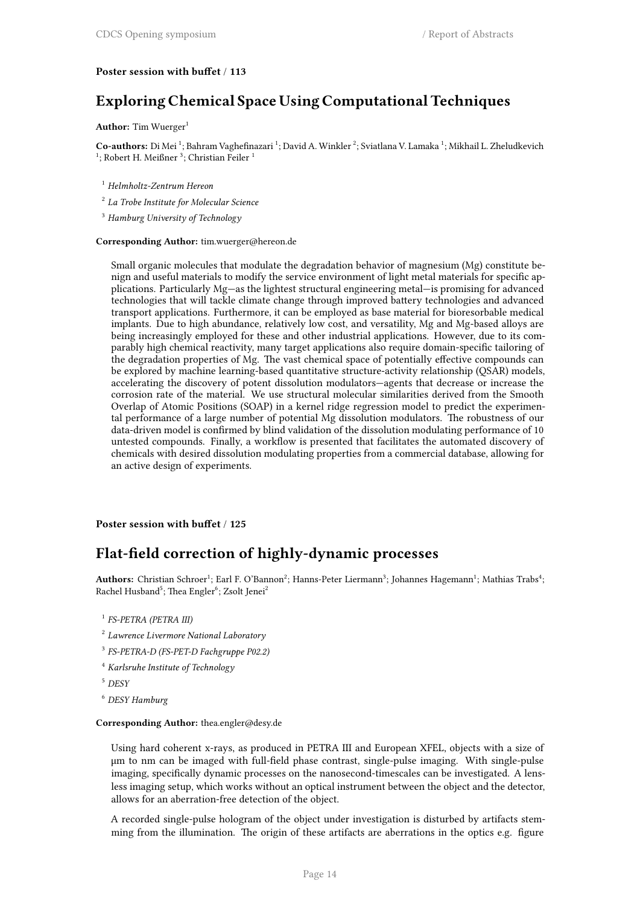**Poster session with buffet / 113**

## Exploring Chemical Space Using Computational Techniques

**Author:** Tim Wuerger[1]

**Co-authors:** Di Mei [1]; Bahram Vaghefinazari [1]; David A. Winkler [2]; Sviatlana V. Lamaka [1]; Mikhail L. Zheludkevich [1]; Robert H. Meißner [3]; Christian Feiler [1]

[1] *Helmholtz-Zentrum Hereon*

[2] *La Trobe Institute for Molecular Science*

[3] *Hamburg University of Technology*

**Corresponding Author:** tim.wuerger@hereon.de

Small organic molecules that modulate the degradation behavior of magnesium (Mg) constitute benign and useful materials to modify the service environment of light metal materials for specific applications. Particularly Mg—as the lightest structural engineering metal—is promising for advanced technologies that will tackle climate change through improved battery technologies and advanced transport applications. Furthermore, it can be employed as base material for bioresorbable medical implants. Due to high abundance, relatively low cost, and versatility, Mg and Mg-based alloys are being increasingly employed for these and other industrial applications. However, due to its comparably high chemical reactivity, many target applications also require domain-specific tailoring of the degradation properties of Mg. The vast chemical space of potentially effective compounds can be explored by machine learning-based quantitative structure-activity relationship (QSAR) models, accelerating the discovery of potent dissolution modulators—agents that decrease or increase the corrosion rate of the material. We use structural molecular similarities derived from the Smooth Overlap of Atomic Positions (SOAP) in a kernel ridge regression model to predict the experimental performance of a large number of potential Mg dissolution modulators. The robustness of our data-driven model is confirmed by blind validation of the dissolution modulating performance of 10 untested compounds. Finally, a workflow is presented that facilitates the automated discovery of chemicals with desired dissolution modulating properties from a commercial database, allowing for an active design of experiments.

**Poster session with buffet / 125**

## Flat-field correction of highly-dynamic processes

**Authors:** Christian Schroer[1]; Earl F. O'Bannon[2]; Hanns-Peter Liermann[3]; Johannes Hagemann[1]; Mathias Trabs[4]; Rachel Husband[5]; Thea Engler[6]; Zsolt Jenei[2]

[1] *FS-PETRA (PETRA III)*

[2] *Lawrence Livermore National Laboratory*

[3] *FS-PETRA-D (FS-PET-D Fachgruppe P02.2)*

[4] *Karlsruhe Institute of Technology*

[5] *DESY*

[6] *DESY Hamburg*

**Corresponding Author:** thea.engler@desy.de

Using hard coherent x-rays, as produced in PETRA III and European XFEL, objects with a size of µm to nm can be imaged with full-field phase contrast, single-pulse imaging. With single-pulse imaging, specifically dynamic processes on the nanosecond-timescales can be investigated. A lensless imaging setup, which works without an optical instrument between the object and the detector, allows for an aberration-free detection of the object.

A recorded single-pulse hologram of the object under investigation is disturbed by artifacts stemming from the illumination. The origin of these artifacts are aberrations in the optics e.g. figure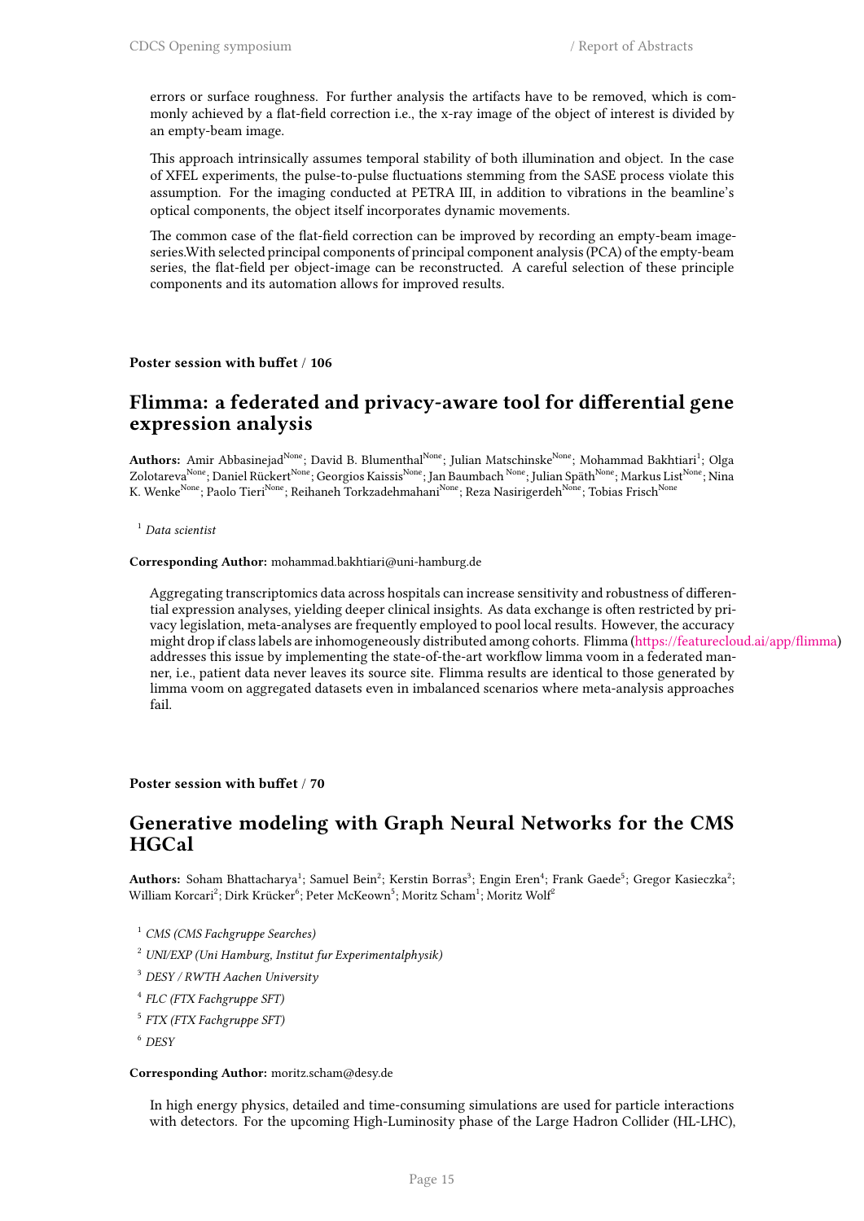errors or surface roughness. For further analysis the artifacts have to be removed, which is commonly achieved by a flat-field correction i.e., the x-ray image of the object of interest is divided by an empty-beam image.

This approach intrinsically assumes temporal stability of both illumination and object. In the case of XFEL experiments, the pulse-to-pulse fluctuations stemming from the SASE process violate this assumption. For the imaging conducted at PETRA III, in addition to vibrations in the beamline's optical components, the object itself incorporates dynamic movements.

The common case of the flat-field correction can be improved by recording an empty-beam image-series.With selected principal components of principal component analysis (PCA) of the empty-beam series, the flat-field per object-image can be reconstructed. A careful selection of these principle components and its automation allows for improved results.

**Poster session with buffet / 106**

## Flimma: a federated and privacy-aware tool for differential gene expression analysis

**Authors:** Amir Abbasinejad[None]; David B. Blumenthal[None]; Julian Matschinske[None]; Mohammad Bakhtiari[1]; Olga Zolotareva[None]; Daniel Rückert[None]; Georgios Kaissis[None]; Jan Baumbach [None]; Julian Späth[None]; Markus List[None]; Nina K. Wenke[None]; Paolo Tieri[None]; Reihaneh Torkzadehmahani[None]; Reza Nasirigerdeh[None]; Tobias Frisch[None]

[1] *Data scientist*

**Corresponding Author:** mohammad.bakhtiari@uni-hamburg.de

Aggregating transcriptomics data across hospitals can increase sensitivity and robustness of differential expression analyses, yielding deeper clinical insights. As data exchange is often restricted by privacy legislation, meta-analyses are frequently employed to pool local results. However, the accuracy might drop if class labels are inhomogeneously distributed among cohorts. Flimma (https://featurecloud.ai/app/flimma) addresses this issue by implementing the state-of-the-art workflow limma voom in a federated manner, i.e., patient data never leaves its source site. Flimma results are identical to those generated by limma voom on aggregated datasets even in imbalanced scenarios where meta-analysis approaches fail.

**Poster session with buffet / 70**

## Generative modeling with Graph Neural Networks for the CMS HGCal

**Authors:** Soham Bhattacharya[1]; Samuel Bein[2]; Kerstin Borras[3]; Engin Eren[4]; Frank Gaede[5]; Gregor Kasieczka[2]; William Korcari[2]; Dirk Krücker[6]; Peter McKeown[5]; Moritz Scham[1]; Moritz Wolf[2]

[1] *CMS (CMS Fachgruppe Searches)*

[2] *UNI/EXP (Uni Hamburg, Institut fur Experimentalphysik)*

[3] *DESY / RWTH Aachen University*

[4] *FLC (FTX Fachgruppe SFT)*

[5] *FTX (FTX Fachgruppe SFT)*

[6] *DESY*

**Corresponding Author:** moritz.scham@desy.de

In high energy physics, detailed and time-consuming simulations are used for particle interactions with detectors. For the upcoming High-Luminosity phase of the Large Hadron Collider (HL-LHC),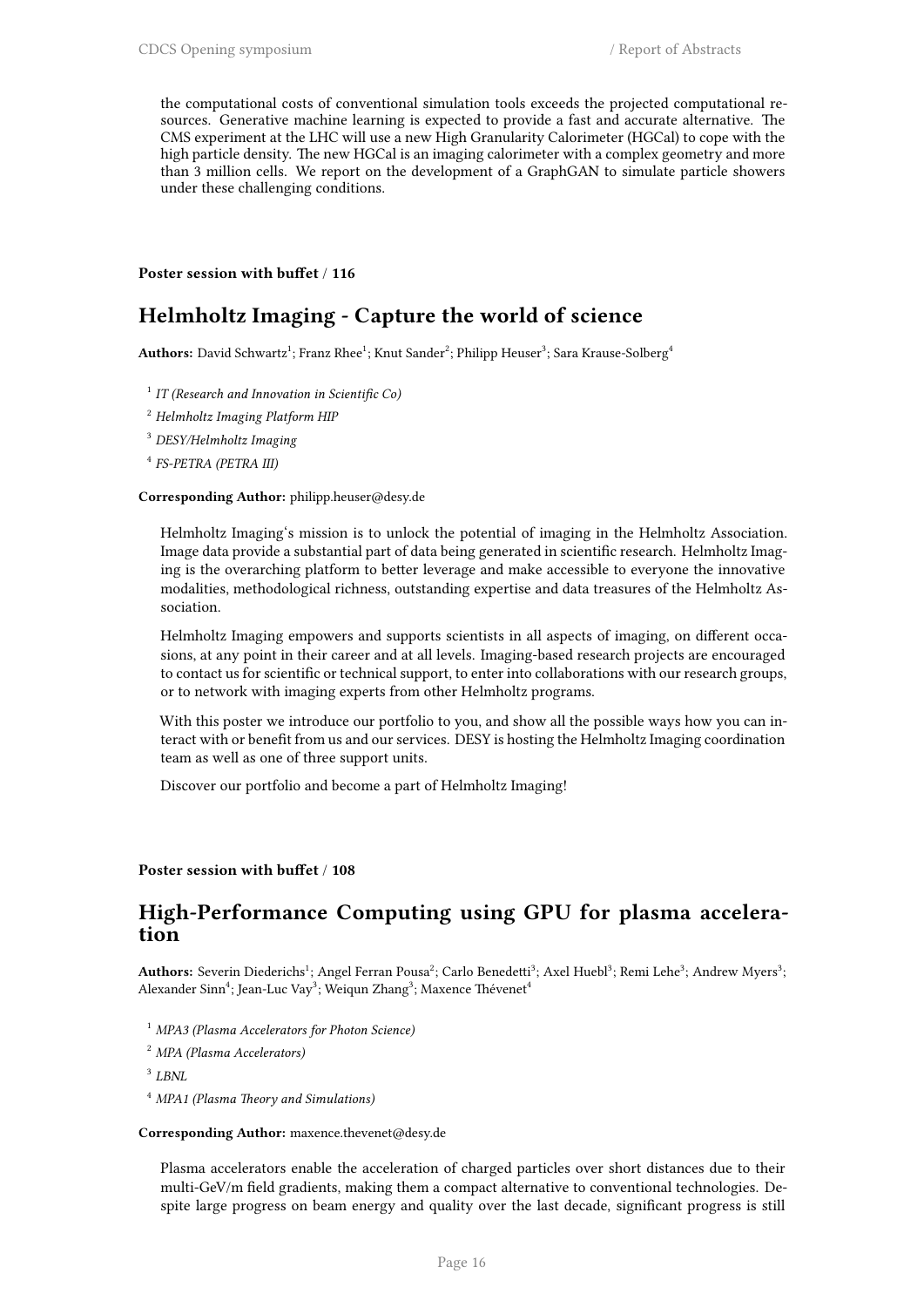the computational costs of conventional simulation tools exceeds the projected computational resources. Generative machine learning is expected to provide a fast and accurate alternative. The CMS experiment at the LHC will use a new High Granularity Calorimeter (HGCal) to cope with the high particle density. The new HGCal is an imaging calorimeter with a complex geometry and more than 3 million cells. We report on the development of a GraphGAN to simulate particle showers under these challenging conditions.

**Poster session with buffet / 116**

## Helmholtz Imaging - Capture the world of science

**Authors:** David Schwartz[1]; Franz Rhee[1]; Knut Sander[2]; Philipp Heuser[3]; Sara Krause-Solberg[4]

[1] *IT (Research and Innovation in Scientific Co)*

[2] *Helmholtz Imaging Platform HIP*

[3] *DESY/Helmholtz Imaging*

[4] *FS-PETRA (PETRA III)*

**Corresponding Author:** philipp.heuser@desy.de

Helmholtz Imaging's mission is to unlock the potential of imaging in the Helmholtz Association. Image data provide a substantial part of data being generated in scientific research. Helmholtz Imaging is the overarching platform to better leverage and make accessible to everyone the innovative modalities, methodological richness, outstanding expertise and data treasures of the Helmholtz Association.

Helmholtz Imaging empowers and supports scientists in all aspects of imaging, on different occasions, at any point in their career and at all levels. Imaging-based research projects are encouraged to contact us for scientific or technical support, to enter into collaborations with our research groups, or to network with imaging experts from other Helmholtz programs.

With this poster we introduce our portfolio to you, and show all the possible ways how you can interact with or benefit from us and our services. DESY is hosting the Helmholtz Imaging coordination team as well as one of three support units.

Discover our portfolio and become a part of Helmholtz Imaging!

**Poster session with buffet / 108**

## High-Performance Computing using GPU for plasma acceleration

**Authors:** Severin Diederichs[1]; Angel Ferran Pousa[2]; Carlo Benedetti[3]; Axel Huebl[3]; Remi Lehe[3]; Andrew Myers[3]; Alexander Sinn[4]; Jean-Luc Vay[3]; Weiqun Zhang[3]; Maxence Thévenet[4]

[1] *MPA3 (Plasma Accelerators for Photon Science)*

[2] *MPA (Plasma Accelerators)*

[3] *LBNL*

[4] *MPA1 (Plasma Theory and Simulations)*

**Corresponding Author:** maxence.thevenet@desy.de

Plasma accelerators enable the acceleration of charged particles over short distances due to their multi-GeV/m field gradients, making them a compact alternative to conventional technologies. Despite large progress on beam energy and quality over the last decade, significant progress is still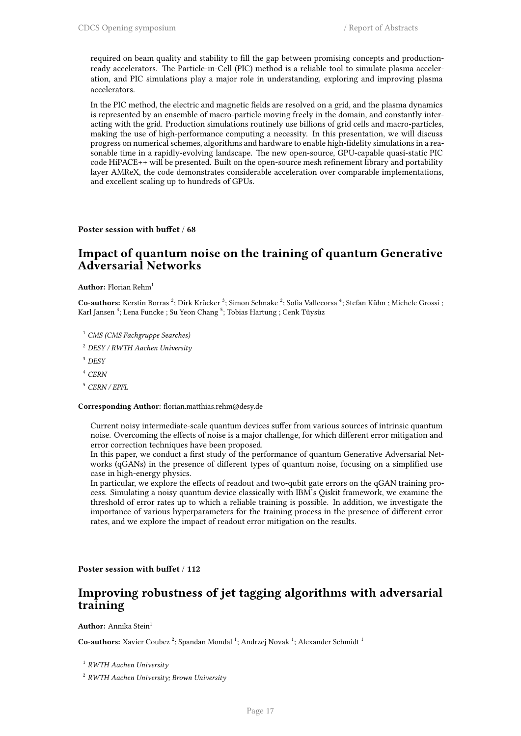required on beam quality and stability to fill the gap between promising concepts and production-ready accelerators. The Particle-in-Cell (PIC) method is a reliable tool to simulate plasma acceleration, and PIC simulations play a major role in understanding, exploring and improving plasma accelerators.

In the PIC method, the electric and magnetic fields are resolved on a grid, and the plasma dynamics is represented by an ensemble of macro-particle moving freely in the domain, and constantly interacting with the grid. Production simulations routinely use billions of grid cells and macro-particles, making the use of high-performance computing a necessity. In this presentation, we will discuss progress on numerical schemes, algorithms and hardware to enable high-fidelity simulations in a reasonable time in a rapidly-evolving landscape. The new open-source, GPU-capable quasi-static PIC code HiPACE++ will be presented. Built on the open-source mesh refinement library and portability layer AMReX, the code demonstrates considerable acceleration over comparable implementations, and excellent scaling up to hundreds of GPUs.

**Poster session with buffet / 68**

## Impact of quantum noise on the training of quantum Generative Adversarial Networks

**Author:** Florian Rehm[1]

**Co-authors:** Kerstin Borras [2]; Dirk Krücker [3]; Simon Schnake [2]; Sofia Vallecorsa [4]; Stefan Kühn ; Michele Grossi ; Karl Jansen [3]; Lena Funcke ; Su Yeon Chang [5]; Tobias Hartung ; Cenk Tüysüz

[1] *CMS (CMS Fachgruppe Searches)*

[2] *DESY / RWTH Aachen University*

[3] *DESY*

[4] *CERN*

[5] *CERN / EPFL*

**Corresponding Author:** florian.matthias.rehm@desy.de

Current noisy intermediate-scale quantum devices suffer from various sources of intrinsic quantum noise. Overcoming the effects of noise is a major challenge, for which different error mitigation and error correction techniques have been proposed.
In this paper, we conduct a first study of the performance of quantum Generative Adversarial Networks (qGANs) in the presence of different types of quantum noise, focusing on a simplified use case in high-energy physics.
In particular, we explore the effects of readout and two-qubit gate errors on the qGAN training process. Simulating a noisy quantum device classically with IBM's Qiskit framework, we examine the threshold of error rates up to which a reliable training is possible. In addition, we investigate the importance of various hyperparameters for the training process in the presence of different error rates, and we explore the impact of readout error mitigation on the results.

**Poster session with buffet / 112**

## Improving robustness of jet tagging algorithms with adversarial training

**Author:** Annika Stein[1]

**Co-authors:** Xavier Coubez [2]; Spandan Mondal [1]; Andrzej Novak [1]; Alexander Schmidt [1]

[1] *RWTH Aachen University*

[2] *RWTH Aachen University; Brown University*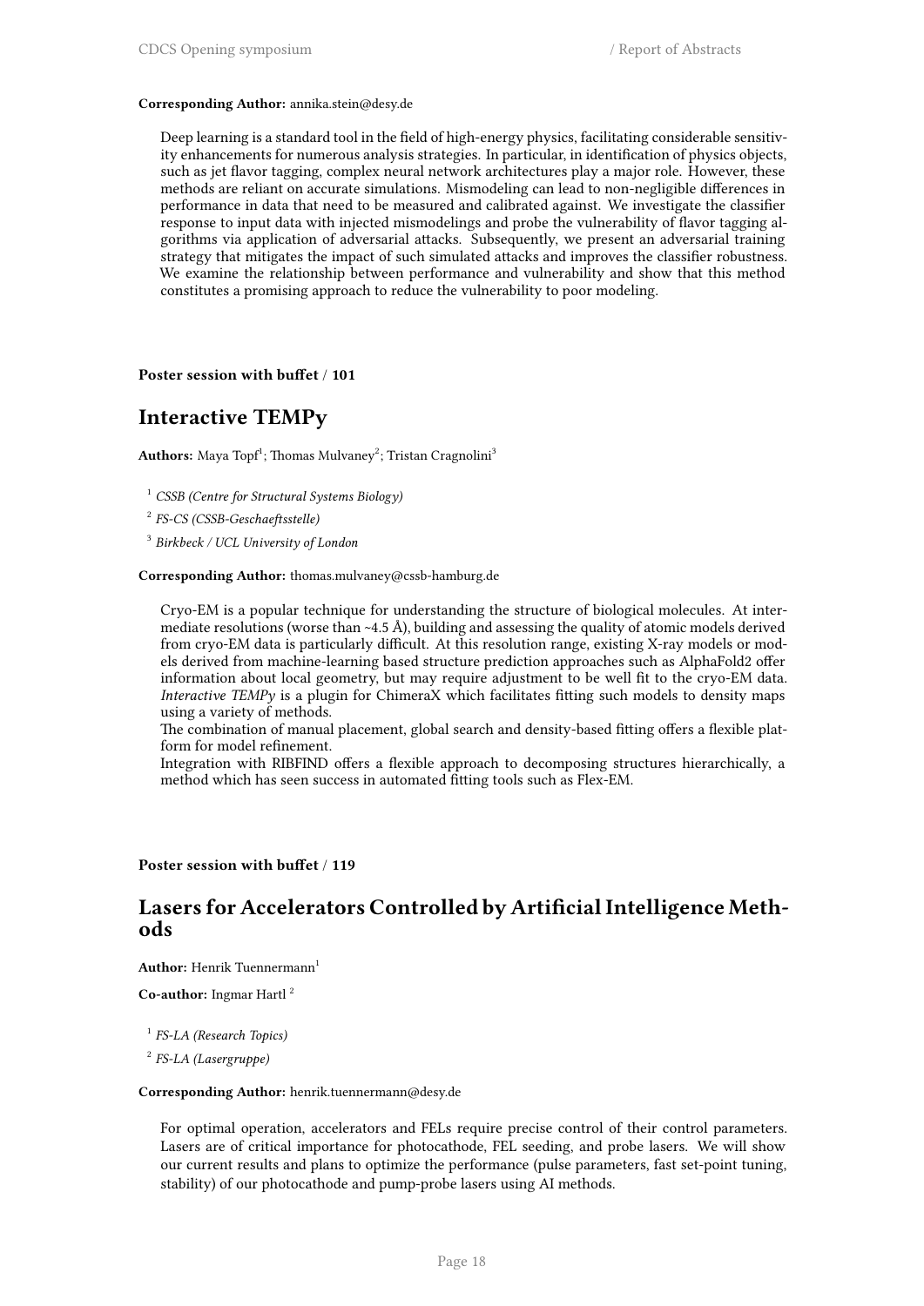**Corresponding Author:** annika.stein@desy.de

Deep learning is a standard tool in the field of high-energy physics, facilitating considerable sensitivity enhancements for numerous analysis strategies. In particular, in identification of physics objects, such as jet flavor tagging, complex neural network architectures play a major role. However, these methods are reliant on accurate simulations. Mismodeling can lead to non-negligible differences in performance in data that need to be measured and calibrated against. We investigate the classifier response to input data with injected mismodelings and probe the vulnerability of flavor tagging algorithms via application of adversarial attacks. Subsequently, we present an adversarial training strategy that mitigates the impact of such simulated attacks and improves the classifier robustness. We examine the relationship between performance and vulnerability and show that this method constitutes a promising approach to reduce the vulnerability to poor modeling.

**Poster session with buffet / 101**

## Interactive TEMPy

**Authors:** Maya Topf[1]; Thomas Mulvaney[2]; Tristan Cragnolini[3]

[1] *CSSB (Centre for Structural Systems Biology)*

[2] *FS-CS (CSSB-Geschaeftsstelle)*

[3] *Birkbeck / UCL University of London*

**Corresponding Author:** thomas.mulvaney@cssb-hamburg.de

Cryo-EM is a popular technique for understanding the structure of biological molecules. At intermediate resolutions (worse than ~4.5 Å), building and assessing the quality of atomic models derived from cryo-EM data is particularly difficult. At this resolution range, existing X-ray models or models derived from machine-learning based structure prediction approaches such as AlphaFold2 offer information about local geometry, but may require adjustment to be well fit to the cryo-EM data. *Interactive TEMPy* is a plugin for ChimeraX which facilitates fitting such models to density maps using a variety of methods.

The combination of manual placement, global search and density-based fitting offers a flexible platform for model refinement.

Integration with RIBFIND offers a flexible approach to decomposing structures hierarchically, a method which has seen success in automated fitting tools such as Flex-EM.

**Poster session with buffet / 119**

## Lasers for Accelerators Controlled by Artificial Intelligence Methods

**Author:** Henrik Tuennermann[1]

**Co-author:** Ingmar Hartl [2]

[1] *FS-LA (Research Topics)*

[2] *FS-LA (Lasergruppe)*

**Corresponding Author:** henrik.tuennermann@desy.de

For optimal operation, accelerators and FELs require precise control of their control parameters. Lasers are of critical importance for photocathode, FEL seeding, and probe lasers. We will show our current results and plans to optimize the performance (pulse parameters, fast set-point tuning, stability) of our photocathode and pump-probe lasers using AI methods.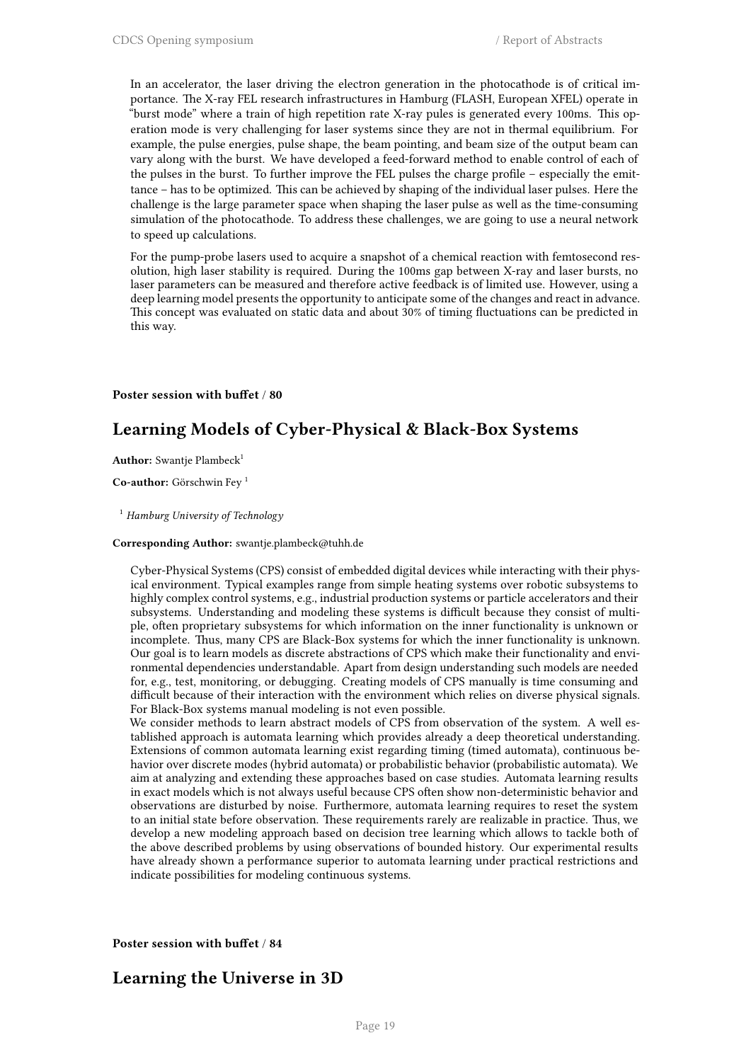In an accelerator, the laser driving the electron generation in the photocathode is of critical importance. The X-ray FEL research infrastructures in Hamburg (FLASH, European XFEL) operate in "burst mode" where a train of high repetition rate X-ray pules is generated every 100ms. This operation mode is very challenging for laser systems since they are not in thermal equilibrium. For example, the pulse energies, pulse shape, the beam pointing, and beam size of the output beam can vary along with the burst. We have developed a feed-forward method to enable control of each of the pulses in the burst. To further improve the FEL pulses the charge profile – especially the emittance – has to be optimized. This can be achieved by shaping of the individual laser pulses. Here the challenge is the large parameter space when shaping the laser pulse as well as the time-consuming simulation of the photocathode. To address these challenges, we are going to use a neural network to speed up calculations.

For the pump-probe lasers used to acquire a snapshot of a chemical reaction with femtosecond resolution, high laser stability is required. During the 100ms gap between X-ray and laser bursts, no laser parameters can be measured and therefore active feedback is of limited use. However, using a deep learning model presents the opportunity to anticipate some of the changes and react in advance. This concept was evaluated on static data and about 30% of timing fluctuations can be predicted in this way.

**Poster session with buffet / 80**

## Learning Models of Cyber-Physical & Black-Box Systems

**Author:** Swantje Plambeck[1]

**Co-author:** Görschwin Fey [1]

[1] *Hamburg University of Technology*

**Corresponding Author:** swantje.plambeck@tuhh.de

Cyber-Physical Systems (CPS) consist of embedded digital devices while interacting with their physical environment. Typical examples range from simple heating systems over robotic subsystems to highly complex control systems, e.g., industrial production systems or particle accelerators and their subsystems. Understanding and modeling these systems is difficult because they consist of multiple, often proprietary subsystems for which information on the inner functionality is unknown or incomplete. Thus, many CPS are Black-Box systems for which the inner functionality is unknown. Our goal is to learn models as discrete abstractions of CPS which make their functionality and environmental dependencies understandable. Apart from design understanding such models are needed for, e.g., test, monitoring, or debugging. Creating models of CPS manually is time consuming and difficult because of their interaction with the environment which relies on diverse physical signals. For Black-Box systems manual modeling is not even possible.

We consider methods to learn abstract models of CPS from observation of the system. A well established approach is automata learning which provides already a deep theoretical understanding. Extensions of common automata learning exist regarding timing (timed automata), continuous behavior over discrete modes (hybrid automata) or probabilistic behavior (probabilistic automata). We aim at analyzing and extending these approaches based on case studies. Automata learning results in exact models which is not always useful because CPS often show non-deterministic behavior and observations are disturbed by noise. Furthermore, automata learning requires to reset the system to an initial state before observation. These requirements rarely are realizable in practice. Thus, we develop a new modeling approach based on decision tree learning which allows to tackle both of the above described problems by using observations of bounded history. Our experimental results have already shown a performance superior to automata learning under practical restrictions and indicate possibilities for modeling continuous systems.

**Poster session with buffet / 84**

## Learning the Universe in 3D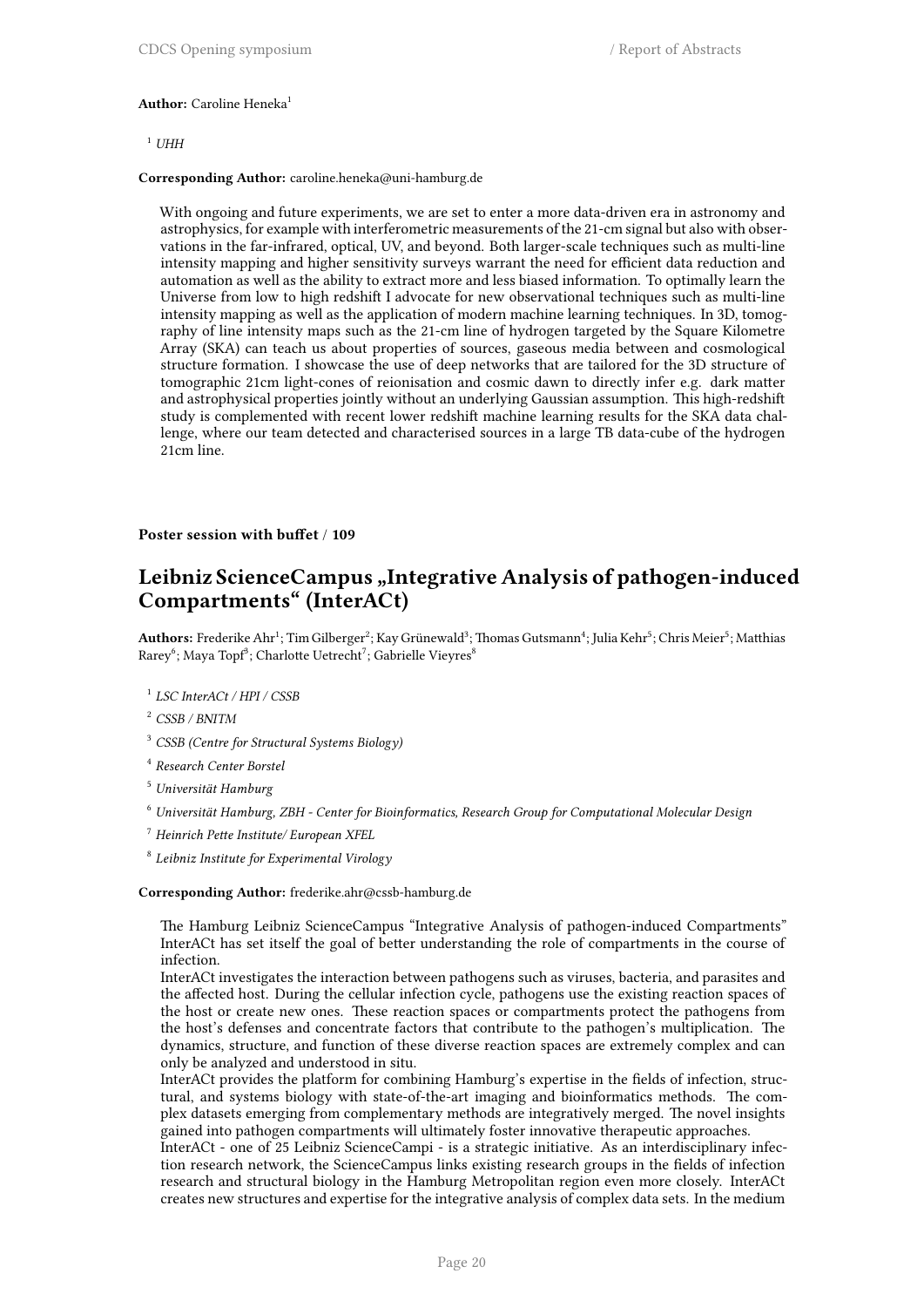**Author:** Caroline Heneka[1]

[1] *UHH*

**Corresponding Author:** caroline.heneka@uni-hamburg.de

With ongoing and future experiments, we are set to enter a more data-driven era in astronomy and astrophysics, for example with interferometric measurements of the 21-cm signal but also with observations in the far-infrared, optical, UV, and beyond. Both larger-scale techniques such as multi-line intensity mapping and higher sensitivity surveys warrant the need for efficient data reduction and automation as well as the ability to extract more and less biased information. To optimally learn the Universe from low to high redshift I advocate for new observational techniques such as multi-line intensity mapping as well as the application of modern machine learning techniques. In 3D, tomography of line intensity maps such as the 21-cm line of hydrogen targeted by the Square Kilometre Array (SKA) can teach us about properties of sources, gaseous media between and cosmological structure formation. I showcase the use of deep networks that are tailored for the 3D structure of tomographic 21cm light-cones of reionisation and cosmic dawn to directly infer e.g. dark matter and astrophysical properties jointly without an underlying Gaussian assumption. This high-redshift study is complemented with recent lower redshift machine learning results for the SKA data challenge, where our team detected and characterised sources in a large TB data-cube of the hydrogen 21cm line.

**Poster session with buffet** / **109**

## Leibniz ScienceCampus „Integrative Analysis of pathogen-induced Compartments" (InterACt)

**Authors:** Frederike Ahr[1]; Tim Gilberger[2]; Kay Grünewald[3]; Thomas Gutsmann[4]; Julia Kehr[5]; Chris Meier[5]; Matthias Rarey[6]; Maya Topf[3]; Charlotte Uetrecht[7]; Gabrielle Vieyres[8]

[1] *LSC InterACt / HPI / CSSB*

[2] *CSSB / BNITM*

[3] *CSSB (Centre for Structural Systems Biology)*

[4] *Research Center Borstel*

[5] *Universität Hamburg*

[6] *Universität Hamburg, ZBH - Center for Bioinformatics, Research Group for Computational Molecular Design*

[7] *Heinrich Pette Institute/ European XFEL*

[8] *Leibniz Institute for Experimental Virology*

**Corresponding Author:** frederike.ahr@cssb-hamburg.de

The Hamburg Leibniz ScienceCampus "Integrative Analysis of pathogen-induced Compartments" InterACt has set itself the goal of better understanding the role of compartments in the course of infection.
InterACt investigates the interaction between pathogens such as viruses, bacteria, and parasites and the affected host. During the cellular infection cycle, pathogens use the existing reaction spaces of the host or create new ones. These reaction spaces or compartments protect the pathogens from the host's defenses and concentrate factors that contribute to the pathogen's multiplication. The dynamics, structure, and function of these diverse reaction spaces are extremely complex and can only be analyzed and understood in situ.
InterACt provides the platform for combining Hamburg's expertise in the fields of infection, structural, and systems biology with state-of-the-art imaging and bioinformatics methods. The complex datasets emerging from complementary methods are integratively merged. The novel insights gained into pathogen compartments will ultimately foster innovative therapeutic approaches.
InterACt - one of 25 Leibniz ScienceCampi - is a strategic initiative. As an interdisciplinary infection research network, the ScienceCampus links existing research groups in the fields of infection research and structural biology in the Hamburg Metropolitan region even more closely. InterACt creates new structures and expertise for the integrative analysis of complex data sets. In the medium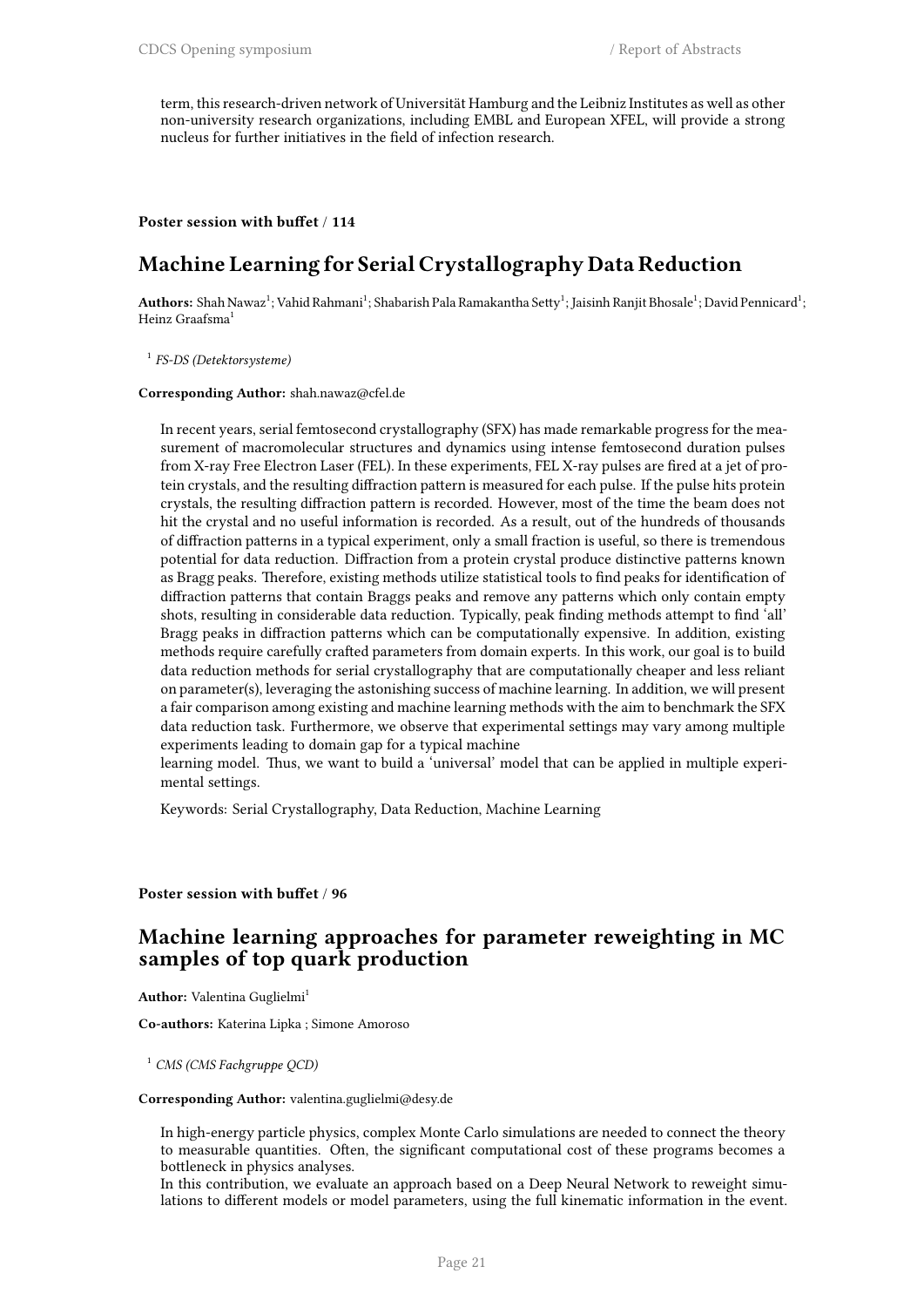term, this research-driven network of Universität Hamburg and the Leibniz Institutes as well as other non-university research organizations, including EMBL and European XFEL, will provide a strong nucleus for further initiatives in the field of infection research.

**Poster session with buffet / 114**

## Machine Learning for Serial Crystallography Data Reduction

**Authors:** Shah Nawaz[1]; Vahid Rahmani[1]; Shabarish Pala Ramakantha Setty[1]; Jaisinh Ranjit Bhosale[1]; David Pennicard[1]; Heinz Graafsma[1]

[1] *FS-DS (Detektorsysteme)*

**Corresponding Author:** shah.nawaz@cfel.de

In recent years, serial femtosecond crystallography (SFX) has made remarkable progress for the measurement of macromolecular structures and dynamics using intense femtosecond duration pulses from X-ray Free Electron Laser (FEL). In these experiments, FEL X-ray pulses are fired at a jet of protein crystals, and the resulting diffraction pattern is measured for each pulse. If the pulse hits protein crystals, the resulting diffraction pattern is recorded. However, most of the time the beam does not hit the crystal and no useful information is recorded. As a result, out of the hundreds of thousands of diffraction patterns in a typical experiment, only a small fraction is useful, so there is tremendous potential for data reduction. Diffraction from a protein crystal produce distinctive patterns known as Bragg peaks. Therefore, existing methods utilize statistical tools to find peaks for identification of diffraction patterns that contain Braggs peaks and remove any patterns which only contain empty shots, resulting in considerable data reduction. Typically, peak finding methods attempt to find 'all' Bragg peaks in diffraction patterns which can be computationally expensive. In addition, existing methods require carefully crafted parameters from domain experts. In this work, our goal is to build data reduction methods for serial crystallography that are computationally cheaper and less reliant on parameter(s), leveraging the astonishing success of machine learning. In addition, we will present a fair comparison among existing and machine learning methods with the aim to benchmark the SFX data reduction task. Furthermore, we observe that experimental settings may vary among multiple experiments leading to domain gap for a typical machine
learning model. Thus, we want to build a 'universal' model that can be applied in multiple experimental settings.

Keywords: Serial Crystallography, Data Reduction, Machine Learning

**Poster session with buffet / 96**

## Machine learning approaches for parameter reweighting in MC samples of top quark production

**Author:** Valentina Guglielmi[1]

**Co-authors:** Katerina Lipka ; Simone Amoroso

[1] *CMS (CMS Fachgruppe QCD)*

**Corresponding Author:** valentina.guglielmi@desy.de

In high-energy particle physics, complex Monte Carlo simulations are needed to connect the theory to measurable quantities. Often, the significant computational cost of these programs becomes a bottleneck in physics analyses.
In this contribution, we evaluate an approach based on a Deep Neural Network to reweight simulations to different models or model parameters, using the full kinematic information in the event.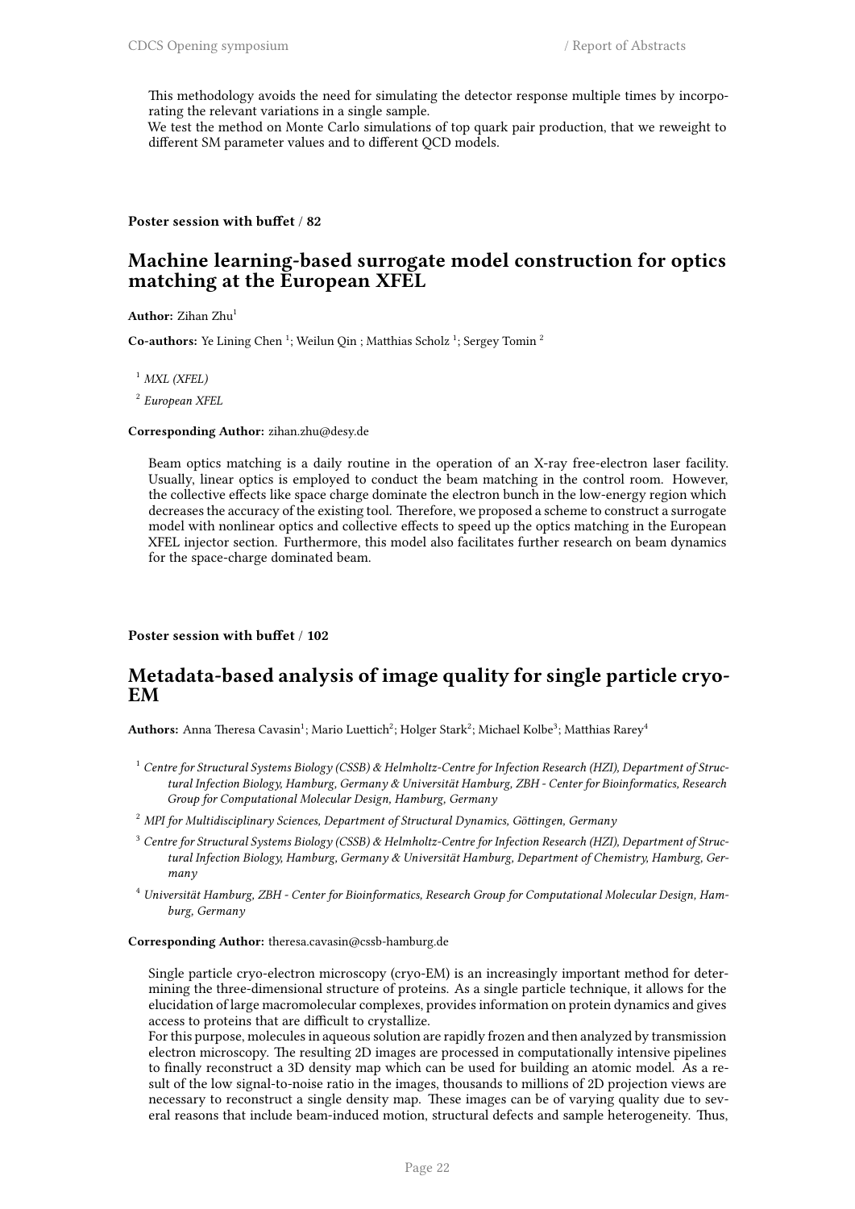This methodology avoids the need for simulating the detector response multiple times by incorporating the relevant variations in a single sample.
We test the method on Monte Carlo simulations of top quark pair production, that we reweight to different SM parameter values and to different QCD models.

**Poster session with buffet / 82**

## Machine learning-based surrogate model construction for optics matching at the European XFEL

**Author:** Zihan Zhu[1]

**Co-authors:** Ye Lining Chen [1]; Weilun Qin ; Matthias Scholz [1]; Sergey Tomin [2]

[1] *MXL (XFEL)*

[2] *European XFEL*

**Corresponding Author:** zihan.zhu@desy.de

Beam optics matching is a daily routine in the operation of an X-ray free-electron laser facility. Usually, linear optics is employed to conduct the beam matching in the control room. However, the collective effects like space charge dominate the electron bunch in the low-energy region which decreases the accuracy of the existing tool. Therefore, we proposed a scheme to construct a surrogate model with nonlinear optics and collective effects to speed up the optics matching in the European XFEL injector section. Furthermore, this model also facilitates further research on beam dynamics for the space-charge dominated beam.

**Poster session with buffet / 102**

## Metadata-based analysis of image quality for single particle cryo-EM

**Authors:** Anna Theresa Cavasin[1]; Mario Luettich[2]; Holger Stark[2]; Michael Kolbe[3]; Matthias Rarey[4]

[1] *Centre for Structural Systems Biology (CSSB) & Helmholtz-Centre for Infection Research (HZI), Department of Structural Infection Biology, Hamburg, Germany & Universität Hamburg, ZBH - Center for Bioinformatics, Research Group for Computational Molecular Design, Hamburg, Germany*

[2] *MPI for Multidisciplinary Sciences, Department of Structural Dynamics, Göttingen, Germany*

[3] *Centre for Structural Systems Biology (CSSB) & Helmholtz-Centre for Infection Research (HZI), Department of Structural Infection Biology, Hamburg, Germany & Universität Hamburg, Department of Chemistry, Hamburg, Germany*

[4] *Universität Hamburg, ZBH - Center for Bioinformatics, Research Group for Computational Molecular Design, Hamburg, Germany*

**Corresponding Author:** theresa.cavasin@cssb-hamburg.de

Single particle cryo-electron microscopy (cryo-EM) is an increasingly important method for determining the three-dimensional structure of proteins. As a single particle technique, it allows for the elucidation of large macromolecular complexes, provides information on protein dynamics and gives access to proteins that are difficult to crystallize.
For this purpose, molecules in aqueous solution are rapidly frozen and then analyzed by transmission electron microscopy. The resulting 2D images are processed in computationally intensive pipelines to finally reconstruct a 3D density map which can be used for building an atomic model. As a result of the low signal-to-noise ratio in the images, thousands to millions of 2D projection views are necessary to reconstruct a single density map. These images can be of varying quality due to several reasons that include beam-induced motion, structural defects and sample heterogeneity. Thus,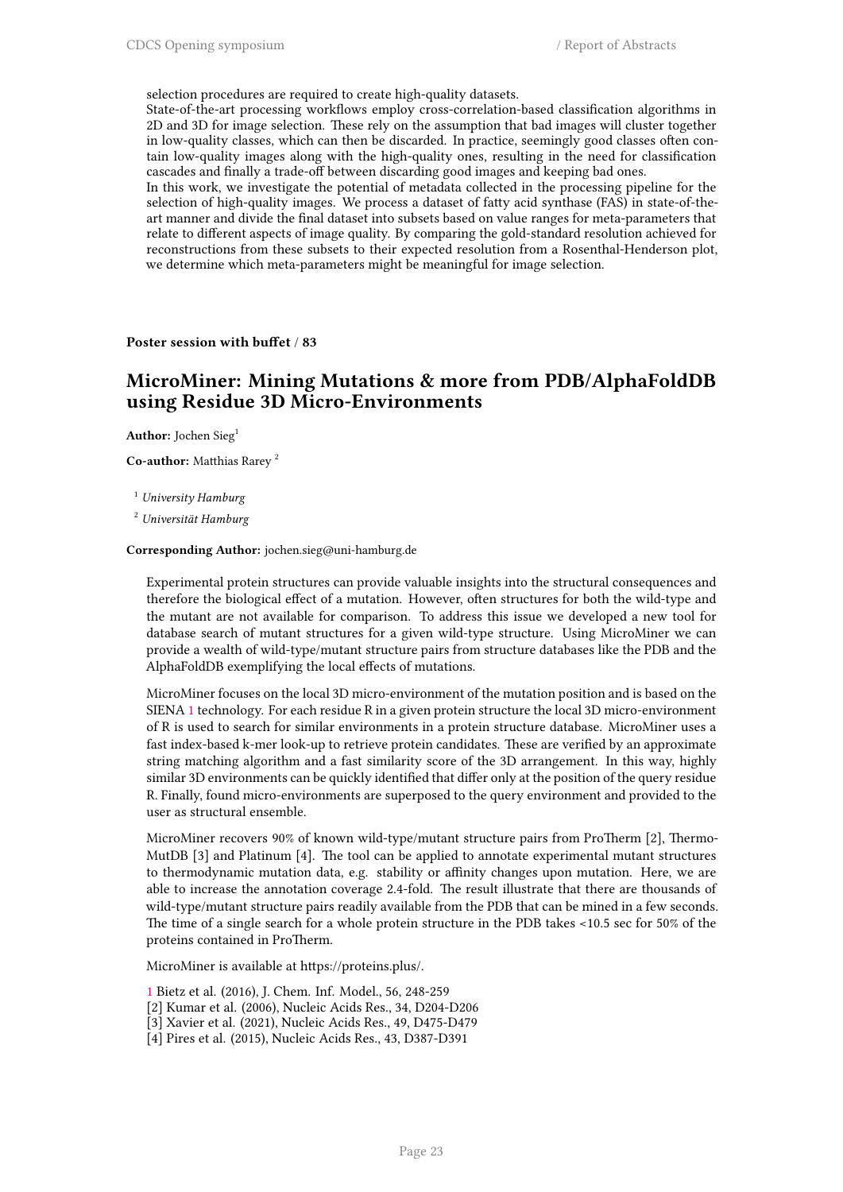selection procedures are required to create high-quality datasets.

State-of-the-art processing workflows employ cross-correlation-based classification algorithms in 2D and 3D for image selection. These rely on the assumption that bad images will cluster together in low-quality classes, which can then be discarded. In practice, seemingly good classes often contain low-quality images along with the high-quality ones, resulting in the need for classification cascades and finally a trade-off between discarding good images and keeping bad ones.

In this work, we investigate the potential of metadata collected in the processing pipeline for the selection of high-quality images. We process a dataset of fatty acid synthase (FAS) in state-of-the-art manner and divide the final dataset into subsets based on value ranges for meta-parameters that relate to different aspects of image quality. By comparing the gold-standard resolution achieved for reconstructions from these subsets to their expected resolution from a Rosenthal-Henderson plot, we determine which meta-parameters might be meaningful for image selection.

**Poster session with buffet / 83**

## MicroMiner: Mining Mutations & more from PDB/AlphaFoldDB using Residue 3D Micro-Environments

**Author:** Jochen Sieg[1]

**Co-author:** Matthias Rarey [2]

[1] *University Hamburg*

[2] *Universität Hamburg*

**Corresponding Author:** jochen.sieg@uni-hamburg.de

Experimental protein structures can provide valuable insights into the structural consequences and therefore the biological effect of a mutation. However, often structures for both the wild-type and the mutant are not available for comparison. To address this issue we developed a new tool for database search of mutant structures for a given wild-type structure. Using MicroMiner we can provide a wealth of wild-type/mutant structure pairs from structure databases like the PDB and the AlphaFoldDB exemplifying the local effects of mutations.

MicroMiner focuses on the local 3D micro-environment of the mutation position and is based on the SIENA 1 technology. For each residue R in a given protein structure the local 3D micro-environment of R is used to search for similar environments in a protein structure database. MicroMiner uses a fast index-based k-mer look-up to retrieve protein candidates. These are verified by an approximate string matching algorithm and a fast similarity score of the 3D arrangement. In this way, highly similar 3D environments can be quickly identified that differ only at the position of the query residue R. Finally, found micro-environments are superposed to the query environment and provided to the user as structural ensemble.

MicroMiner recovers 90% of known wild-type/mutant structure pairs from ProTherm [2], ThermoMutDB [3] and Platinum [4]. The tool can be applied to annotate experimental mutant structures to thermodynamic mutation data, e.g. stability or affinity changes upon mutation. Here, we are able to increase the annotation coverage 2.4-fold. The result illustrate that there are thousands of wild-type/mutant structure pairs readily available from the PDB that can be mined in a few seconds. The time of a single search for a whole protein structure in the PDB takes <10.5 sec for 50% of the proteins contained in ProTherm.

MicroMiner is available at https://proteins.plus/.

1 Bietz et al. (2016), J. Chem. Inf. Model., 56, 248-259
[2] Kumar et al. (2006), Nucleic Acids Res., 34, D204-D206
[3] Xavier et al. (2021), Nucleic Acids Res., 49, D475-D479
[4] Pires et al. (2015), Nucleic Acids Res., 43, D387-D391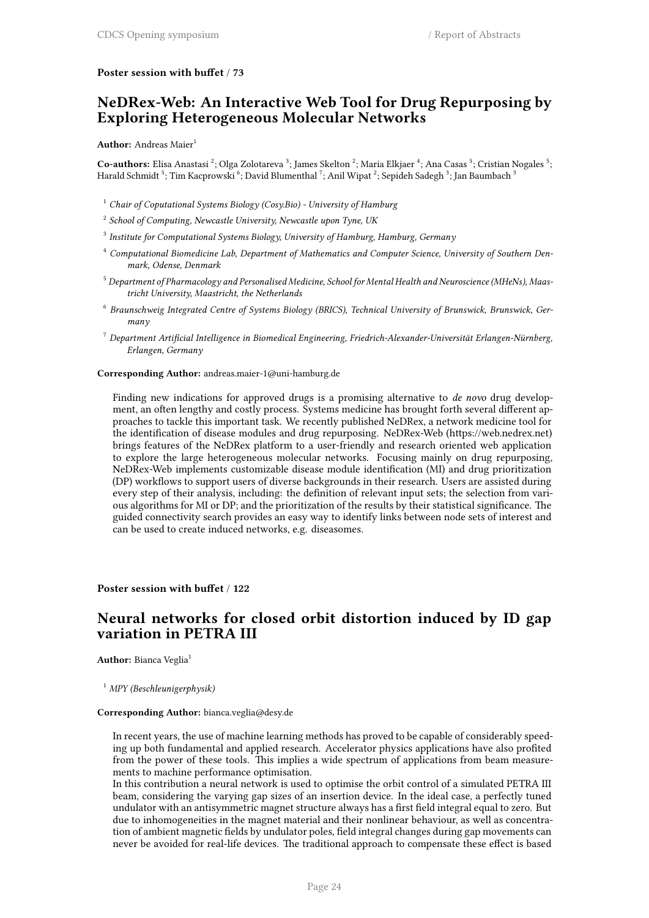**Poster session with buffet / 73**

## NeDRex-Web: An Interactive Web Tool for Drug Repurposing by Exploring Heterogeneous Molecular Networks

**Author:** Andreas Maier[1]

**Co-authors:** Elisa Anastasi [2]; Olga Zolotareva [3]; James Skelton [2]; Maria Elkjaer [4]; Ana Casas [5]; Cristian Nogales [5]; Harald Schmidt [5]; Tim Kacprowski [6]; David Blumenthal [7]; Anil Wipat [2]; Sepideh Sadegh [3]; Jan Baumbach [3]

[1] *Chair of Coputational Systems Biology (Cosy.Bio) - University of Hamburg*

[2] *School of Computing, Newcastle University, Newcastle upon Tyne, UK*

[3] *Institute for Computational Systems Biology, University of Hamburg, Hamburg, Germany*

[4] *Computational Biomedicine Lab, Department of Mathematics and Computer Science, University of Southern Denmark, Odense, Denmark*

[5] *Department of Pharmacology and Personalised Medicine, School for Mental Health and Neuroscience (MHeNs), Maastricht University, Maastricht, the Netherlands*

[6] *Braunschweig Integrated Centre of Systems Biology (BRICS), Technical University of Brunswick, Brunswick, Germany*

[7] *Department Artificial Intelligence in Biomedical Engineering, Friedrich-Alexander-Universität Erlangen-Nürnberg, Erlangen, Germany*

**Corresponding Author:** andreas.maier-1@uni-hamburg.de

Finding new indications for approved drugs is a promising alternative to *de novo* drug development, an often lengthy and costly process. Systems medicine has brought forth several different approaches to tackle this important task. We recently published NeDRex, a network medicine tool for the identification of disease modules and drug repurposing. NeDRex-Web (https://web.nedrex.net) brings features of the NeDRex platform to a user-friendly and research oriented web application to explore the large heterogeneous molecular networks. Focusing mainly on drug repurposing, NeDRex-Web implements customizable disease module identification (MI) and drug prioritization (DP) workflows to support users of diverse backgrounds in their research. Users are assisted during every step of their analysis, including: the definition of relevant input sets; the selection from various algorithms for MI or DP; and the prioritization of the results by their statistical significance. The guided connectivity search provides an easy way to identify links between node sets of interest and can be used to create induced networks, e.g. diseasomes.

**Poster session with buffet / 122**

## Neural networks for closed orbit distortion induced by ID gap variation in PETRA III

**Author:** Bianca Veglia[1]

[1] *MPY (Beschleunigerphysik)*

**Corresponding Author:** bianca.veglia@desy.de

In recent years, the use of machine learning methods has proved to be capable of considerably speeding up both fundamental and applied research. Accelerator physics applications have also profited from the power of these tools. This implies a wide spectrum of applications from beam measurements to machine performance optimisation.

In this contribution a neural network is used to optimise the orbit control of a simulated PETRA III beam, considering the varying gap sizes of an insertion device. In the ideal case, a perfectly tuned undulator with an antisymmetric magnet structure always has a first field integral equal to zero. But due to inhomogeneities in the magnet material and their nonlinear behaviour, as well as concentration of ambient magnetic fields by undulator poles, field integral changes during gap movements can never be avoided for real-life devices. The traditional approach to compensate these effect is based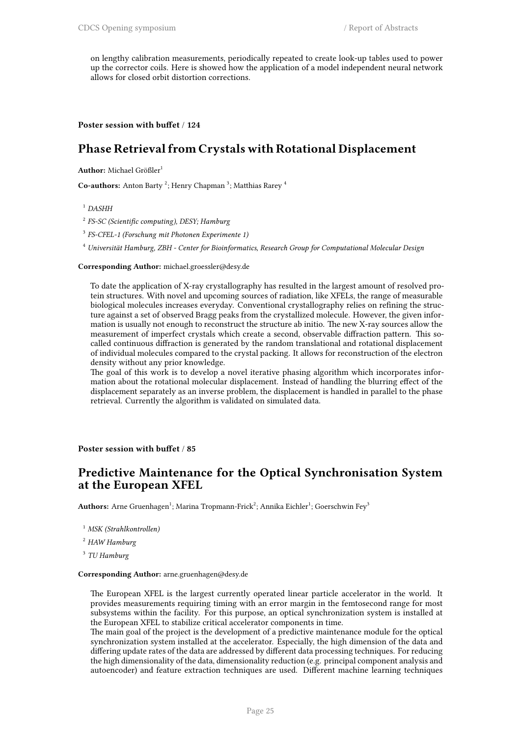on lengthy calibration measurements, periodically repeated to create look-up tables used to power up the corrector coils. Here is showed how the application of a model independent neural network allows for closed orbit distortion corrections.

**Poster session with buffet / 124**

## Phase Retrieval from Crystals with Rotational Displacement

**Author:** Michael Größler[1]

**Co-authors:** Anton Barty [2]; Henry Chapman [3]; Matthias Rarey [4]

[1] *DASHH*

[2] *FS-SC (Scientific computing), DESY; Hamburg*

[3] *FS-CFEL-1 (Forschung mit Photonen Experimente 1)*

[4] *Universität Hamburg, ZBH - Center for Bioinformatics, Research Group for Computational Molecular Design*

**Corresponding Author:** michael.groessler@desy.de

To date the application of X-ray crystallography has resulted in the largest amount of resolved protein structures. With novel and upcoming sources of radiation, like XFELs, the range of measurable biological molecules increases everyday. Conventional crystallography relies on refining the structure against a set of observed Bragg peaks from the crystallized molecule. However, the given information is usually not enough to reconstruct the structure ab initio. The new X-ray sources allow the measurement of imperfect crystals which create a second, observable diffraction pattern. This so-called continuous diffraction is generated by the random translational and rotational displacement of individual molecules compared to the crystal packing. It allows for reconstruction of the electron density without any prior knowledge.

The goal of this work is to develop a novel iterative phasing algorithm which incorporates information about the rotational molecular displacement. Instead of handling the blurring effect of the displacement separately as an inverse problem, the displacement is handled in parallel to the phase retrieval. Currently the algorithm is validated on simulated data.

**Poster session with buffet / 85**

## Predictive Maintenance for the Optical Synchronisation System at the European XFEL

**Authors:** Arne Gruenhagen[1]; Marina Tropmann-Frick[2]; Annika Eichler[1]; Goerschwin Fey[3]

[1] *MSK (Strahlkontrollen)*

[2] *HAW Hamburg*

[3] *TU Hamburg*

**Corresponding Author:** arne.gruenhagen@desy.de

The European XFEL is the largest currently operated linear particle accelerator in the world. It provides measurements requiring timing with an error margin in the femtosecond range for most subsystems within the facility. For this purpose, an optical synchronization system is installed at the European XFEL to stabilize critical accelerator components in time.

The main goal of the project is the development of a predictive maintenance module for the optical synchronization system installed at the accelerator. Especially, the high dimension of the data and differing update rates of the data are addressed by different data processing techniques. For reducing the high dimensionality of the data, dimensionality reduction (e.g. principal component analysis and autoencoder) and feature extraction techniques are used. Different machine learning techniques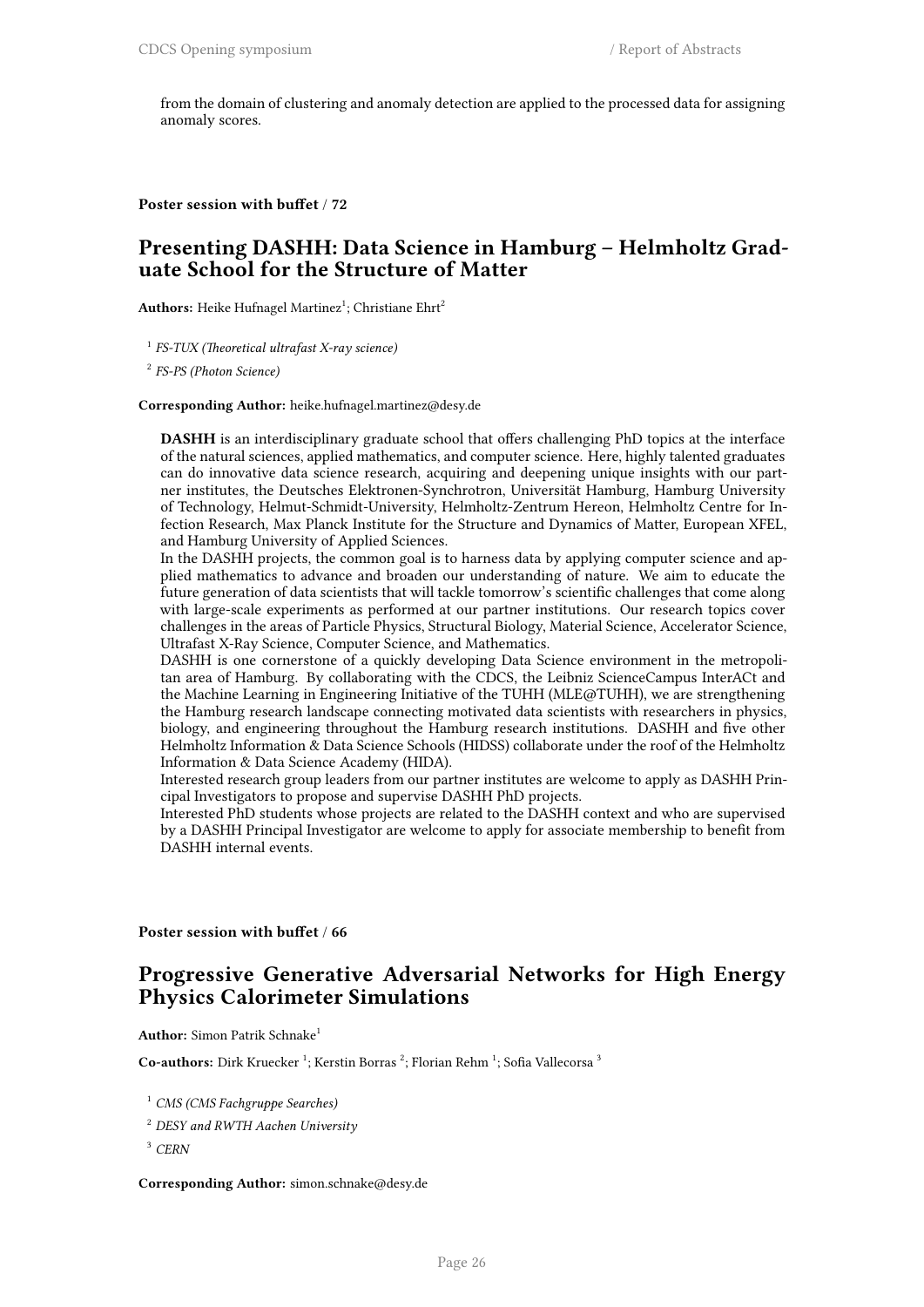from the domain of clustering and anomaly detection are applied to the processed data for assigning anomaly scores.

**Poster session with buffet / 72**

## Presenting DASHH: Data Science in Hamburg – Helmholtz Graduate School for the Structure of Matter

**Authors:** Heike Hufnagel Martinez[1]; Christiane Ehrt[2]

[1] *FS-TUX (Theoretical ultrafast X-ray science)*

[2] *FS-PS (Photon Science)*

**Corresponding Author:** heike.hufnagel.martinez@desy.de

**DASHH** is an interdisciplinary graduate school that offers challenging PhD topics at the interface of the natural sciences, applied mathematics, and computer science. Here, highly talented graduates can do innovative data science research, acquiring and deepening unique insights with our partner institutes, the Deutsches Elektronen-Synchrotron, Universität Hamburg, Hamburg University of Technology, Helmut-Schmidt-University, Helmholtz-Zentrum Hereon, Helmholtz Centre for Infection Research, Max Planck Institute for the Structure and Dynamics of Matter, European XFEL, and Hamburg University of Applied Sciences.
In the DASHH projects, the common goal is to harness data by applying computer science and applied mathematics to advance and broaden our understanding of nature. We aim to educate the future generation of data scientists that will tackle tomorrow's scientific challenges that come along with large-scale experiments as performed at our partner institutions. Our research topics cover challenges in the areas of Particle Physics, Structural Biology, Material Science, Accelerator Science, Ultrafast X-Ray Science, Computer Science, and Mathematics.
DASHH is one cornerstone of a quickly developing Data Science environment in the metropolitan area of Hamburg. By collaborating with the CDCS, the Leibniz ScienceCampus InterACt and the Machine Learning in Engineering Initiative of the TUHH (MLE@TUHH), we are strengthening the Hamburg research landscape connecting motivated data scientists with researchers in physics, biology, and engineering throughout the Hamburg research institutions. DASHH and five other Helmholtz Information & Data Science Schools (HIDSS) collaborate under the roof of the Helmholtz Information & Data Science Academy (HIDA).
Interested research group leaders from our partner institutes are welcome to apply as DASHH Principal Investigators to propose and supervise DASHH PhD projects.
Interested PhD students whose projects are related to the DASHH context and who are supervised by a DASHH Principal Investigator are welcome to apply for associate membership to benefit from DASHH internal events.

**Poster session with buffet / 66**

## Progressive Generative Adversarial Networks for High Energy Physics Calorimeter Simulations

**Author:** Simon Patrik Schnake[1]

**Co-authors:** Dirk Kruecker [1]; Kerstin Borras [2]; Florian Rehm [1]; Sofia Vallecorsa [3]

[1] *CMS (CMS Fachgruppe Searches)*

[2] *DESY and RWTH Aachen University*

[3] *CERN*

**Corresponding Author:** simon.schnake@desy.de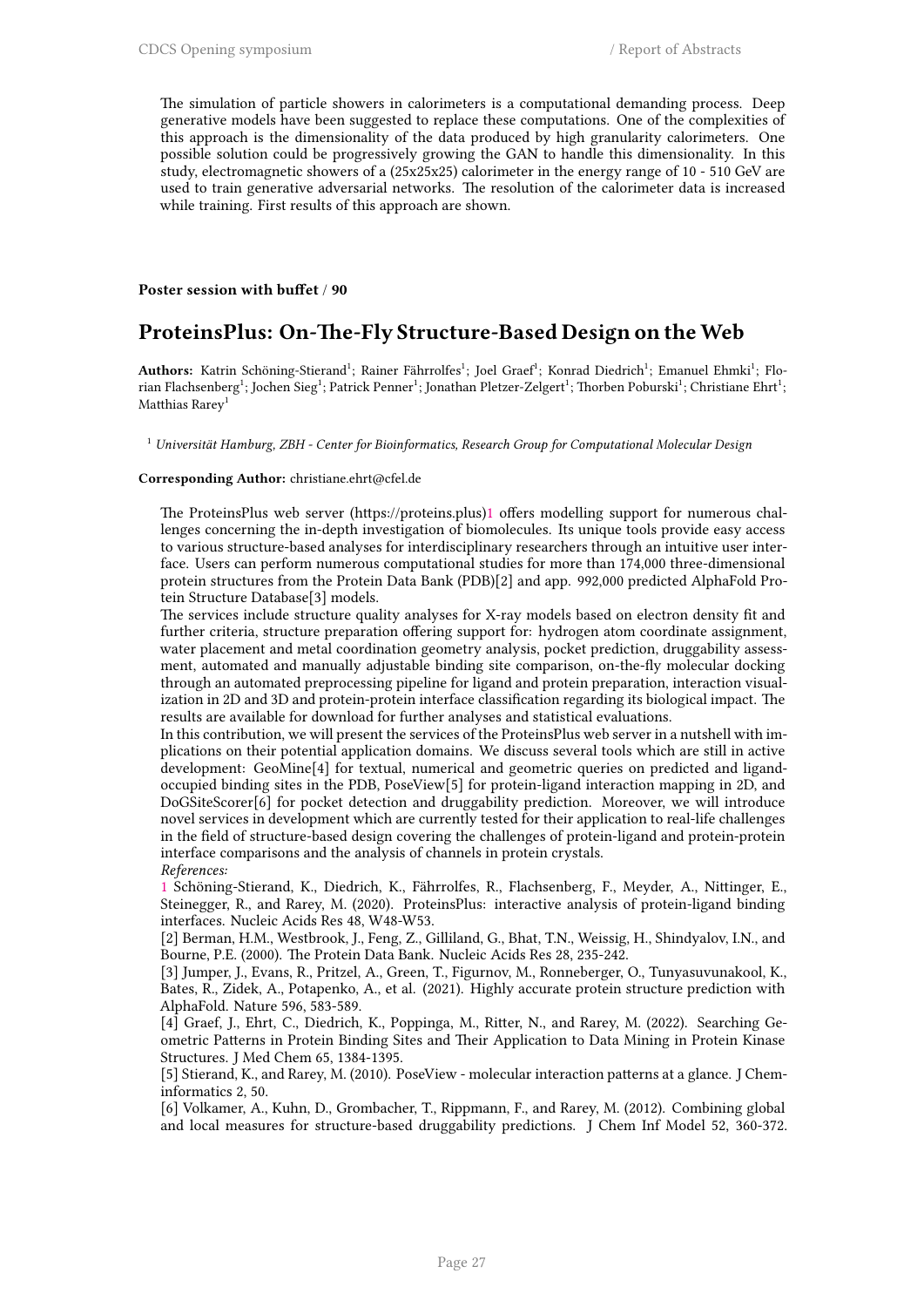The simulation of particle showers in calorimeters is a computational demanding process. Deep generative models have been suggested to replace these computations. One of the complexities of this approach is the dimensionality of the data produced by high granularity calorimeters. One possible solution could be progressively growing the GAN to handle this dimensionality. In this study, electromagnetic showers of a (25x25x25) calorimeter in the energy range of 10 - 510 GeV are used to train generative adversarial networks. The resolution of the calorimeter data is increased while training. First results of this approach are shown.

**Poster session with buffet / 90**

## ProteinsPlus: On-The-Fly Structure-Based Design on the Web

**Authors:** Katrin Schöning-Stierand[1]; Rainer Fährrolfes[1]; Joel Graef[1]; Konrad Diedrich[1]; Emanuel Ehmki[1]; Florian Flachsenberg[1]; Jochen Sieg[1]; Patrick Penner[1]; Jonathan Pletzer-Zelgert[1]; Thorben Poburski[1]; Christiane Ehrt[1]; Matthias Rarey[1]

[1] *Universität Hamburg, ZBH - Center for Bioinformatics, Research Group for Computational Molecular Design*

**Corresponding Author:** christiane.ehrt@cfel.de

The ProteinsPlus web server (https://proteins.plus)1 offers modelling support for numerous challenges concerning the in-depth investigation of biomolecules. Its unique tools provide easy access to various structure-based analyses for interdisciplinary researchers through an intuitive user interface. Users can perform numerous computational studies for more than 174,000 three-dimensional protein structures from the Protein Data Bank (PDB)[2] and app. 992,000 predicted AlphaFold Protein Structure Database[3] models.
The services include structure quality analyses for X-ray models based on electron density fit and further criteria, structure preparation offering support for: hydrogen atom coordinate assignment, water placement and metal coordination geometry analysis, pocket prediction, druggability assessment, automated and manually adjustable binding site comparison, on-the-fly molecular docking through an automated preprocessing pipeline for ligand and protein preparation, interaction visualization in 2D and 3D and protein-protein interface classification regarding its biological impact. The results are available for download for further analyses and statistical evaluations.
In this contribution, we will present the services of the ProteinsPlus web server in a nutshell with implications on their potential application domains. We discuss several tools which are still in active development: GeoMine[4] for textual, numerical and geometric queries on predicted and ligand-occupied binding sites in the PDB, PoseView[5] for protein-ligand interaction mapping in 2D, and DoGSiteScorer[6] for pocket detection and druggability prediction. Moreover, we will introduce novel services in development which are currently tested for their application to real-life challenges in the field of structure-based design covering the challenges of protein-ligand and protein-protein interface comparisons and the analysis of channels in protein crystals.
*References:*
1 Schöning-Stierand, K., Diedrich, K., Fährrolfes, R., Flachsenberg, F., Meyder, A., Nittinger, E., Steinegger, R., and Rarey, M. (2020). ProteinsPlus: interactive analysis of protein-ligand binding interfaces. Nucleic Acids Res 48, W48-W53.
[2] Berman, H.M., Westbrook, J., Feng, Z., Gilliland, G., Bhat, T.N., Weissig, H., Shindyalov, I.N., and Bourne, P.E. (2000). The Protein Data Bank. Nucleic Acids Res 28, 235-242.
[3] Jumper, J., Evans, R., Pritzel, A., Green, T., Figurnov, M., Ronneberger, O., Tunyasuvunakool, K., Bates, R., Zidek, A., Potapenko, A., et al. (2021). Highly accurate protein structure prediction with AlphaFold. Nature 596, 583-589.
[4] Graef, J., Ehrt, C., Diedrich, K., Poppinga, M., Ritter, N., and Rarey, M. (2022). Searching Geometric Patterns in Protein Binding Sites and Their Application to Data Mining in Protein Kinase Structures. J Med Chem 65, 1384-1395.
[5] Stierand, K., and Rarey, M. (2010). PoseView - molecular interaction patterns at a glance. J Cheminformatics 2, 50.
[6] Volkamer, A., Kuhn, D., Grombacher, T., Rippmann, F., and Rarey, M. (2012). Combining global and local measures for structure-based druggability predictions. J Chem Inf Model 52, 360-372.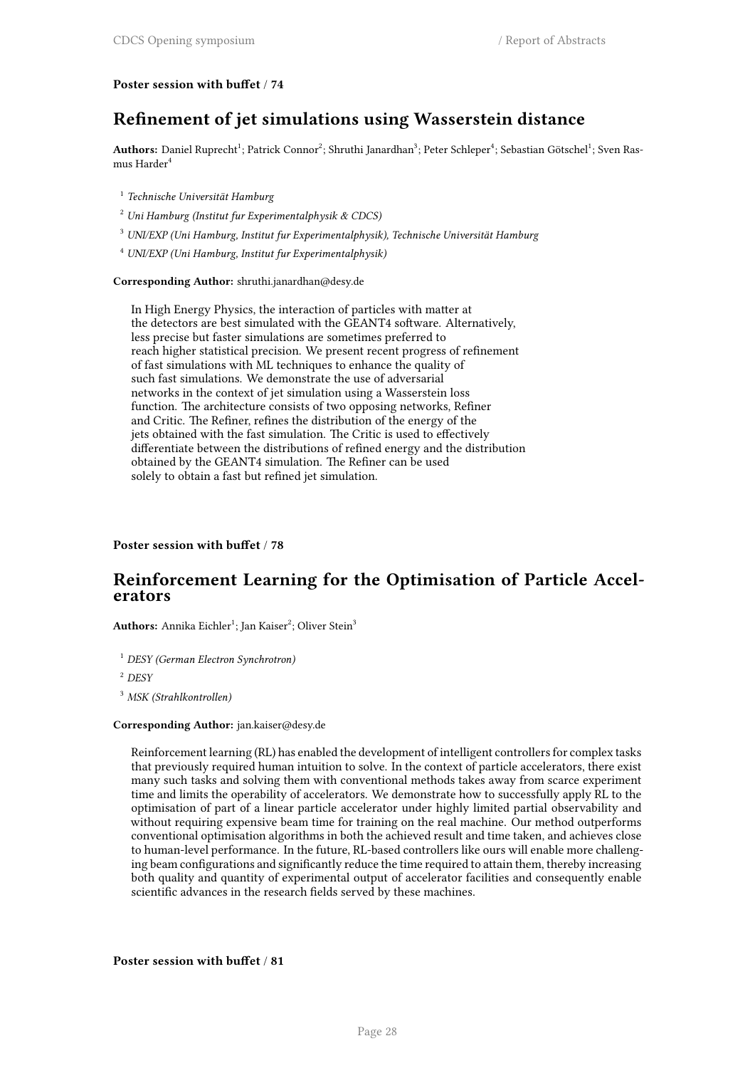**Poster session with buffet / 74**

## Refinement of jet simulations using Wasserstein distance

**Authors:** Daniel Ruprecht[1]; Patrick Connor[2]; Shruthi Janardhan[3]; Peter Schleper[4]; Sebastian Götschel[1]; Sven Rasmus Harder[4]

[1] *Technische Universität Hamburg*

[2] *Uni Hamburg (Institut fur Experimentalphysik & CDCS)*

[3] *UNI/EXP (Uni Hamburg, Institut fur Experimentalphysik), Technische Universität Hamburg*

[4] *UNI/EXP (Uni Hamburg, Institut fur Experimentalphysik)*

**Corresponding Author:** shruthi.janardhan@desy.de

In High Energy Physics, the interaction of particles with matter at the detectors are best simulated with the GEANT4 software. Alternatively, less precise but faster simulations are sometimes preferred to reach higher statistical precision. We present recent progress of refinement of fast simulations with ML techniques to enhance the quality of such fast simulations. We demonstrate the use of adversarial networks in the context of jet simulation using a Wasserstein loss function. The architecture consists of two opposing networks, Refiner and Critic. The Refiner, refines the distribution of the energy of the jets obtained with the fast simulation. The Critic is used to effectively differentiate between the distributions of refined energy and the distribution obtained by the GEANT4 simulation. The Refiner can be used solely to obtain a fast but refined jet simulation.

**Poster session with buffet / 78**

## Reinforcement Learning for the Optimisation of Particle Accelerators

**Authors:** Annika Eichler[1]; Jan Kaiser[2]; Oliver Stein[3]

[1] *DESY (German Electron Synchrotron)*

[2] *DESY*

[3] *MSK (Strahlkontrollen)*

**Corresponding Author:** jan.kaiser@desy.de

Reinforcement learning (RL) has enabled the development of intelligent controllers for complex tasks that previously required human intuition to solve. In the context of particle accelerators, there exist many such tasks and solving them with conventional methods takes away from scarce experiment time and limits the operability of accelerators. We demonstrate how to successfully apply RL to the optimisation of part of a linear particle accelerator under highly limited partial observability and without requiring expensive beam time for training on the real machine. Our method outperforms conventional optimisation algorithms in both the achieved result and time taken, and achieves close to human-level performance. In the future, RL-based controllers like ours will enable more challenging beam configurations and significantly reduce the time required to attain them, thereby increasing both quality and quantity of experimental output of accelerator facilities and consequently enable scientific advances in the research fields served by these machines.

**Poster session with buffet / 81**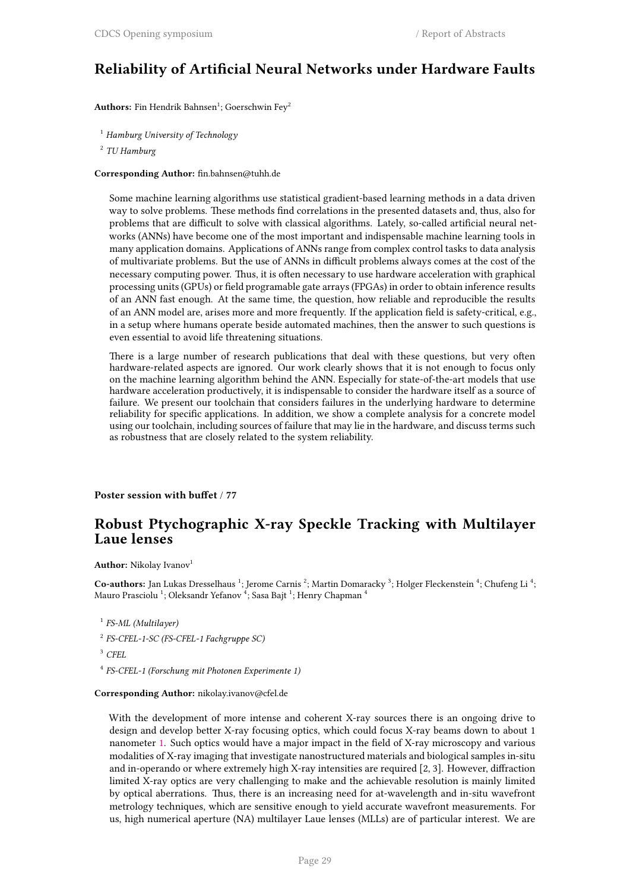## Reliability of Artificial Neural Networks under Hardware Faults

**Authors:** Fin Hendrik Bahnsen[1]; Goerschwin Fey[2]

[1] *Hamburg University of Technology*

[2] *TU Hamburg*

**Corresponding Author:** fin.bahnsen@tuhh.de

Some machine learning algorithms use statistical gradient-based learning methods in a data driven way to solve problems. These methods find correlations in the presented datasets and, thus, also for problems that are difficult to solve with classical algorithms. Lately, so-called artificial neural networks (ANNs) have become one of the most important and indispensable machine learning tools in many application domains. Applications of ANNs range from complex control tasks to data analysis of multivariate problems. But the use of ANNs in difficult problems always comes at the cost of the necessary computing power. Thus, it is often necessary to use hardware acceleration with graphical processing units (GPUs) or field programable gate arrays (FPGAs) in order to obtain inference results of an ANN fast enough. At the same time, the question, how reliable and reproducible the results of an ANN model are, arises more and more frequently. If the application field is safety-critical, e.g., in a setup where humans operate beside automated machines, then the answer to such questions is even essential to avoid life threatening situations.

There is a large number of research publications that deal with these questions, but very often hardware-related aspects are ignored. Our work clearly shows that it is not enough to focus only on the machine learning algorithm behind the ANN. Especially for state-of-the-art models that use hardware acceleration productively, it is indispensable to consider the hardware itself as a source of failure. We present our toolchain that considers failures in the underlying hardware to determine reliability for specific applications. In addition, we show a complete analysis for a concrete model using our toolchain, including sources of failure that may lie in the hardware, and discuss terms such as robustness that are closely related to the system reliability.

**Poster session with buffet / 77**

## Robust Ptychographic X-ray Speckle Tracking with Multilayer Laue lenses

**Author:** Nikolay Ivanov[1]

**Co-authors:** Jan Lukas Dresselhaus [1]; Jerome Carnis [2]; Martin Domaracky [3]; Holger Fleckenstein [4]; Chufeng Li [4]; Mauro Prasciolu [1]; Oleksandr Yefanov [4]; Sasa Bajt [1]; Henry Chapman [4]

[1] *FS-ML (Multilayer)*

[2] *FS-CFEL-1-SC (FS-CFEL-1 Fachgruppe SC)*

[3] *CFEL*

[4] *FS-CFEL-1 (Forschung mit Photonen Experimente 1)*

**Corresponding Author:** nikolay.ivanov@cfel.de

With the development of more intense and coherent X-ray sources there is an ongoing drive to design and develop better X-ray focusing optics, which could focus X-ray beams down to about 1 nanometer 1. Such optics would have a major impact in the field of X-ray microscopy and various modalities of X-ray imaging that investigate nanostructured materials and biological samples in-situ and in-operando or where extremely high X-ray intensities are required [2, 3]. However, diffraction limited X-ray optics are very challenging to make and the achievable resolution is mainly limited by optical aberrations. Thus, there is an increasing need for at-wavelength and in-situ wavefront metrology techniques, which are sensitive enough to yield accurate wavefront measurements. For us, high numerical aperture (NA) multilayer Laue lenses (MLLs) are of particular interest. We are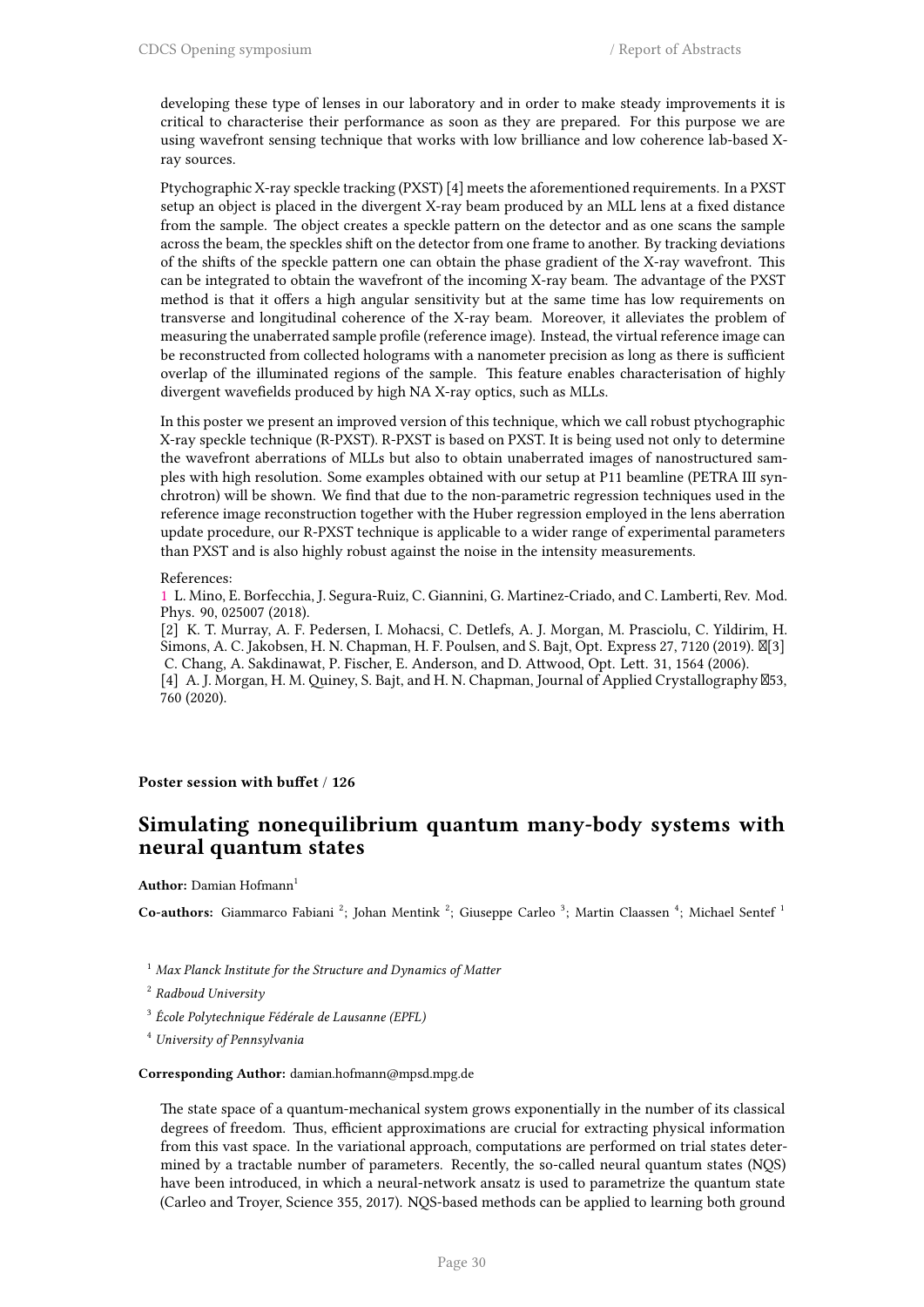developing these type of lenses in our laboratory and in order to make steady improvements it is critical to characterise their performance as soon as they are prepared. For this purpose we are using wavefront sensing technique that works with low brilliance and low coherence lab-based X-ray sources.

Ptychographic X-ray speckle tracking (PXST) [4] meets the aforementioned requirements. In a PXST setup an object is placed in the divergent X-ray beam produced by an MLL lens at a fixed distance from the sample. The object creates a speckle pattern on the detector and as one scans the sample across the beam, the speckles shift on the detector from one frame to another. By tracking deviations of the shifts of the speckle pattern one can obtain the phase gradient of the X-ray wavefront. This can be integrated to obtain the wavefront of the incoming X-ray beam. The advantage of the PXST method is that it offers a high angular sensitivity but at the same time has low requirements on transverse and longitudinal coherence of the X-ray beam. Moreover, it alleviates the problem of measuring the unaberrated sample profile (reference image). Instead, the virtual reference image can be reconstructed from collected holograms with a nanometer precision as long as there is sufficient overlap of the illuminated regions of the sample. This feature enables characterisation of highly divergent wavefields produced by high NA X-ray optics, such as MLLs.

In this poster we present an improved version of this technique, which we call robust ptychographic X-ray speckle technique (R-PXST). R-PXST is based on PXST. It is being used not only to determine the wavefront aberrations of MLLs but also to obtain unaberrated images of nanostructured samples with high resolution. Some examples obtained with our setup at P11 beamline (PETRA III synchrotron) will be shown. We find that due to the non-parametric regression techniques used in the reference image reconstruction together with the Huber regression employed in the lens aberration update procedure, our R-PXST technique is applicable to a wider range of experimental parameters than PXST and is also highly robust against the noise in the intensity measurements.

References:
1 L. Mino, E. Borfecchia, J. Segura-Ruiz, C. Giannini, G. Martinez-Criado, and C. Lamberti, Rev. Mod. Phys. 90, 025007 (2018).
[2] K. T. Murray, A. F. Pedersen, I. Mohacsi, C. Detlefs, A. J. Morgan, M. Prasciolu, C. Yildirim, H. Simons, A. C. Jakobsen, H. N. Chapman, H. F. Poulsen, and S. Bajt, Opt. Express 27, 7120 (2019). [3] C. Chang, A. Sakdinawat, P. Fischer, E. Anderson, and D. Attwood, Opt. Lett. 31, 1564 (2006).
[4] A. J. Morgan, H. M. Quiney, S. Bajt, and H. N. Chapman, Journal of Applied Crystallography 53, 760 (2020).

**Poster session with buffet / 126**

## Simulating nonequilibrium quantum many-body systems with neural quantum states

**Author:** Damian Hofmann[1]

**Co-authors:** Giammarco Fabiani [2]; Johan Mentink [2]; Giuseppe Carleo [3]; Martin Claassen [4]; Michael Sentef [1]

[1] *Max Planck Institute for the Structure and Dynamics of Matter*

[2] *Radboud University*

[3] *École Polytechnique Fédérale de Lausanne (EPFL)*

[4] *University of Pennsylvania*

**Corresponding Author:** damian.hofmann@mpsd.mpg.de

The state space of a quantum-mechanical system grows exponentially in the number of its classical degrees of freedom. Thus, efficient approximations are crucial for extracting physical information from this vast space. In the variational approach, computations are performed on trial states determined by a tractable number of parameters. Recently, the so-called neural quantum states (NQS) have been introduced, in which a neural-network ansatz is used to parametrize the quantum state (Carleo and Troyer, Science 355, 2017). NQS-based methods can be applied to learning both ground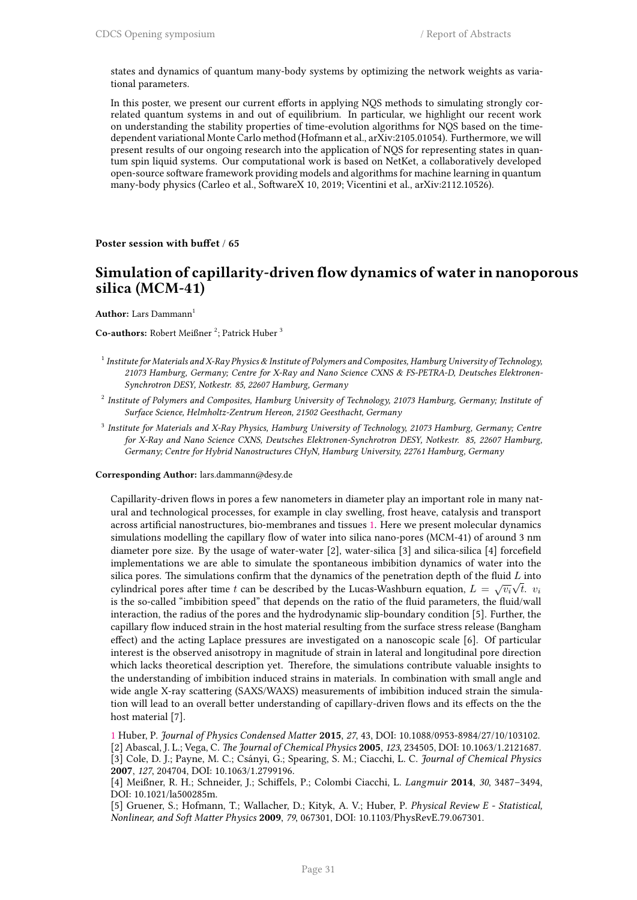states and dynamics of quantum many-body systems by optimizing the network weights as variational parameters.

In this poster, we present our current efforts in applying NQS methods to simulating strongly correlated quantum systems in and out of equilibrium. In particular, we highlight our recent work on understanding the stability properties of time-evolution algorithms for NQS based on the time-dependent variational Monte Carlo method (Hofmann et al., arXiv:2105.01054). Furthermore, we will present results of our ongoing research into the application of NQS for representing states in quantum spin liquid systems. Our computational work is based on NetKet, a collaboratively developed open-source software framework providing models and algorithms for machine learning in quantum many-body physics (Carleo et al., SoftwareX 10, 2019; Vicentini et al., arXiv:2112.10526).

**Poster session with buffet / 65**

## Simulation of capillarity-driven flow dynamics of water in nanoporous silica (MCM-41)

**Author:** Lars Dammann[1]

**Co-authors:** Robert Meißner [2]; Patrick Huber [3]

[1] *Institute for Materials and X-Ray Physics & Institute of Polymers and Composites, Hamburg University of Technology, 21073 Hamburg, Germany; Centre for X-Ray and Nano Science CXNS & FS-PETRA-D, Deutsches Elektronen-Synchrotron DESY, Notkestr. 85, 22607 Hamburg, Germany*

[2] *Institute of Polymers and Composites, Hamburg University of Technology, 21073 Hamburg, Germany; Institute of Surface Science, Helmholtz-Zentrum Hereon, 21502 Geesthacht, Germany*

[3] *Institute for Materials and X-Ray Physics, Hamburg University of Technology, 21073 Hamburg, Germany; Centre for X-Ray and Nano Science CXNS, Deutsches Elektronen-Synchrotron DESY, Notkestr. 85, 22607 Hamburg, Germany; Centre for Hybrid Nanostructures CHyN, Hamburg University, 22761 Hamburg, Germany*

**Corresponding Author:** lars.dammann@desy.de

Capillarity-driven flows in pores a few nanometers in diameter play an important role in many natural and technological processes, for example in clay swelling, frost heave, catalysis and transport across artificial nanostructures, bio-membranes and tissues 1. Here we present molecular dynamics simulations modelling the capillary flow of water into silica nano-pores (MCM-41) of around 3 nm diameter pore size. By the usage of water-water [2], water-silica [3] and silica-silica [4] forcefield implementations we are able to simulate the spontaneous imbibition dynamics of water into the silica pores. The simulations confirm that the dynamics of the penetration depth of the fluid $L$ into cylindrical pores after time $t$ can be described by the Lucas-Washburn equation, $L = \sqrt{v_i}\sqrt{t}$. $v_i$ is the so-called "imbibition speed" that depends on the ratio of the fluid parameters, the fluid/wall interaction, the radius of the pores and the hydrodynamic slip-boundary condition [5]. Further, the capillary flow induced strain in the host material resulting from the surface stress release (Bangham effect) and the acting Laplace pressures are investigated on a nanoscopic scale [6]. Of particular interest is the observed anisotropy in magnitude of strain in lateral and longitudinal pore direction which lacks theoretical description yet. Therefore, the simulations contribute valuable insights to the understanding of imbibition induced strains in materials. In combination with small angle and wide angle X-ray scattering (SAXS/WAXS) measurements of imbibition induced strain the simulation will lead to an overall better understanding of capillary-driven flows and its effects on the the host material [7].

1 Huber, P. *Journal of Physics Condensed Matter* **2015**, *27*, 43, DOI: 10.1088/0953-8984/27/10/103102.
[2] Abascal, J. L.; Vega, C. *The Journal of Chemical Physics* **2005**, *123*, 234505, DOI: 10.1063/1.2121687.
[3] Cole, D. J.; Payne, M. C.; Csányi, G.; Spearing, S. M.; Ciacchi, L. C. *Journal of Chemical Physics* **2007**, *127*, 204704, DOI: 10.1063/1.2799196.
[4] Meißner, R. H.; Schneider, J.; Schiffels, P.; Colombi Ciacchi, L. *Langmuir* **2014**, *30*, 3487–3494, DOI: 10.1021/la500285m.
[5] Gruener, S.; Hofmann, T.; Wallacher, D.; Kityk, A. V.; Huber, P. *Physical Review E - Statistical, Nonlinear, and Soft Matter Physics* **2009**, *79*, 067301, DOI: 10.1103/PhysRevE.79.067301.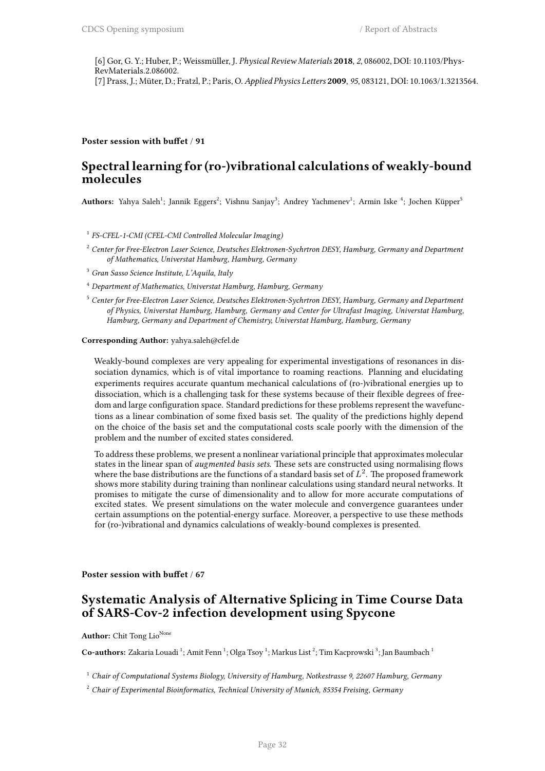[6] Gor, G. Y.; Huber, P.; Weissmüller, J. *Physical Review Materials* **2018**, *2*, 086002, DOI: 10.1103/PhysRevMaterials.2.086002.
[7] Prass, J.; Müter, D.; Fratzl, P.; Paris, O. *Applied Physics Letters* **2009**, *95*, 083121, DOI: 10.1063/1.3213564.

**Poster session with buffet / 91**

## Spectral learning for (ro-)vibrational calculations of weakly-bound molecules

**Authors:** Yahya Saleh[1]; Jannik Eggers[2]; Vishnu Sanjay[3]; Andrey Yachmenev[1]; Armin Iske [4]; Jochen Küpper[5]

[1] *FS-CFEL-1-CMI (CFEL-CMI Controlled Molecular Imaging)*

[2] *Center for Free-Electron Laser Science, Deutsches Elektronen-Sychrtron DESY, Hamburg, Germany and Department of Mathematics, Universtat Hamburg, Hamburg, Germany*

[3] *Gran Sasso Science Institute, L'Aquila, Italy*

[4] *Department of Mathematics, Universtat Hamburg, Hamburg, Germany*

[5] *Center for Free-Electron Laser Science, Deutsches Elektronen-Sychrtron DESY, Hamburg, Germany and Department of Physics, Universtat Hamburg, Hamburg, Germany and Center for Ultrafast Imaging, Universtat Hamburg, Hamburg, Germany and Department of Chemistry, Universtat Hamburg, Hamburg, Germany*

**Corresponding Author:** yahya.saleh@cfel.de

Weakly-bound complexes are very appealing for experimental investigations of resonances in dissociation dynamics, which is of vital importance to roaming reactions. Planning and elucidating experiments requires accurate quantum mechanical calculations of (ro-)vibrational energies up to dissociation, which is a challenging task for these systems because of their flexible degrees of freedom and large configuration space. Standard predictions for these problems represent the wavefunctions as a linear combination of some fixed basis set. The quality of the predictions highly depend on the choice of the basis set and the computational costs scale poorly with the dimension of the problem and the number of excited states considered.

To address these problems, we present a nonlinear variational principle that approximates molecular states in the linear span of *augmented basis sets*. These sets are constructed using normalising flows where the base distributions are the functions of a standard basis set of $L^2$. The proposed framework shows more stability during training than nonlinear calculations using standard neural networks. It promises to mitigate the curse of dimensionality and to allow for more accurate computations of excited states. We present simulations on the water molecule and convergence guarantees under certain assumptions on the potential-energy surface. Moreover, a perspective to use these methods for (ro-)vibrational and dynamics calculations of weakly-bound complexes is presented.

**Poster session with buffet / 67**

## Systematic Analysis of Alternative Splicing in Time Course Data of SARS-Cov-2 infection development using Spycone

**Author:** Chit Tong Lio[None]

**Co-authors:** Zakaria Louadi [1]; Amit Fenn [1]; Olga Tsoy [1]; Markus List [2]; Tim Kacprowski [3]; Jan Baumbach [1]

[1] *Chair of Computational Systems Biology, University of Hamburg, Notkestrasse 9, 22607 Hamburg, Germany*

[2] *Chair of Experimental Bioinformatics, Technical University of Munich, 85354 Freising, Germany*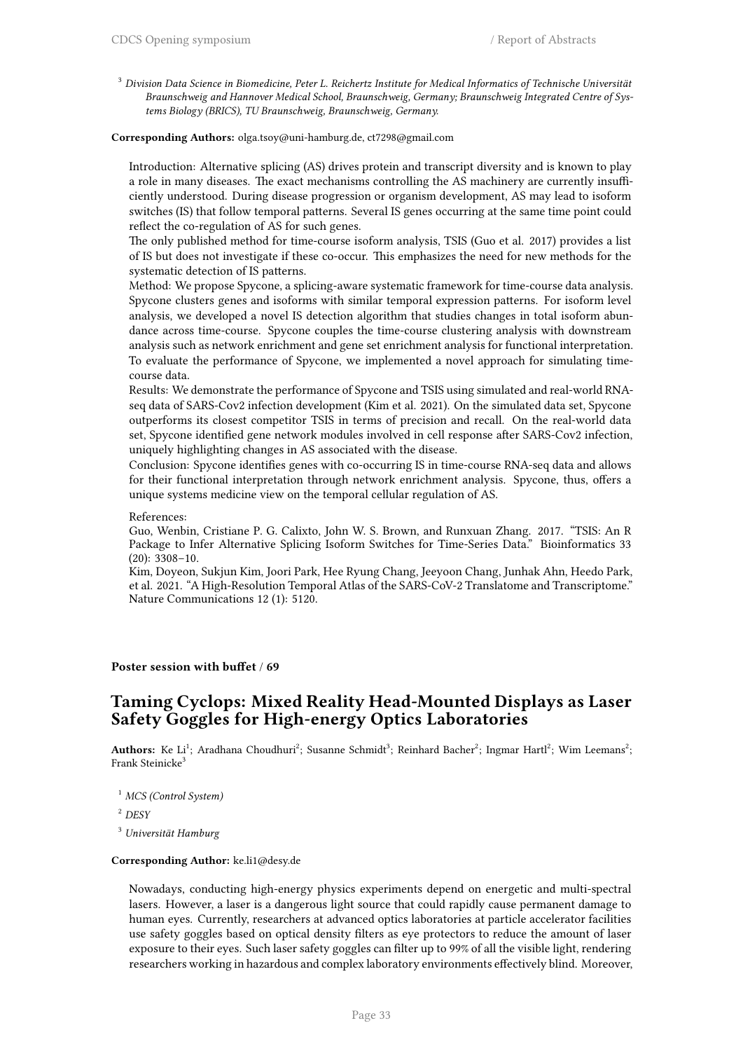[3] *Division Data Science in Biomedicine, Peter L. Reichertz Institute for Medical Informatics of Technische Universität Braunschweig and Hannover Medical School, Braunschweig, Germany; Braunschweig Integrated Centre of Systems Biology (BRICS), TU Braunschweig, Braunschweig, Germany.*

**Corresponding Authors:** olga.tsoy@uni-hamburg.de, ct7298@gmail.com

Introduction: Alternative splicing (AS) drives protein and transcript diversity and is known to play a role in many diseases. The exact mechanisms controlling the AS machinery are currently insufficiently understood. During disease progression or organism development, AS may lead to isoform switches (IS) that follow temporal patterns. Several IS genes occurring at the same time point could reflect the co-regulation of AS for such genes.

The only published method for time-course isoform analysis, TSIS (Guo et al. 2017) provides a list of IS but does not investigate if these co-occur. This emphasizes the need for new methods for the systematic detection of IS patterns.

Method: We propose Spycone, a splicing-aware systematic framework for time-course data analysis. Spycone clusters genes and isoforms with similar temporal expression patterns. For isoform level analysis, we developed a novel IS detection algorithm that studies changes in total isoform abundance across time-course. Spycone couples the time-course clustering analysis with downstream analysis such as network enrichment and gene set enrichment analysis for functional interpretation. To evaluate the performance of Spycone, we implemented a novel approach for simulating time-course data.

Results: We demonstrate the performance of Spycone and TSIS using simulated and real-world RNA-seq data of SARS-Cov2 infection development (Kim et al. 2021). On the simulated data set, Spycone outperforms its closest competitor TSIS in terms of precision and recall. On the real-world data set, Spycone identified gene network modules involved in cell response after SARS-Cov2 infection, uniquely highlighting changes in AS associated with the disease.

Conclusion: Spycone identifies genes with co-occurring IS in time-course RNA-seq data and allows for their functional interpretation through network enrichment analysis. Spycone, thus, offers a unique systems medicine view on the temporal cellular regulation of AS.

References:

Guo, Wenbin, Cristiane P. G. Calixto, John W. S. Brown, and Runxuan Zhang. 2017. "TSIS: An R Package to Infer Alternative Splicing Isoform Switches for Time-Series Data." Bioinformatics 33 (20): 3308–10.

Kim, Doyeon, Sukjun Kim, Joori Park, Hee Ryung Chang, Jeeyoon Chang, Junhak Ahn, Heedo Park, et al. 2021. "A High-Resolution Temporal Atlas of the SARS-CoV-2 Translatome and Transcriptome." Nature Communications 12 (1): 5120.

**Poster session with buffet / 69**

## Taming Cyclops: Mixed Reality Head-Mounted Displays as Laser Safety Goggles for High-energy Optics Laboratories

**Authors:** Ke Li[1]; Aradhana Choudhuri[2]; Susanne Schmidt[3]; Reinhard Bacher[2]; Ingmar Hartl[2]; Wim Leemans[2]; Frank Steinicke[3]

[1] *MCS (Control System)*

[2] *DESY*

[3] *Universität Hamburg*

**Corresponding Author:** ke.li1@desy.de

Nowadays, conducting high-energy physics experiments depend on energetic and multi-spectral lasers. However, a laser is a dangerous light source that could rapidly cause permanent damage to human eyes. Currently, researchers at advanced optics laboratories at particle accelerator facilities use safety goggles based on optical density filters as eye protectors to reduce the amount of laser exposure to their eyes. Such laser safety goggles can filter up to 99% of all the visible light, rendering researchers working in hazardous and complex laboratory environments effectively blind. Moreover,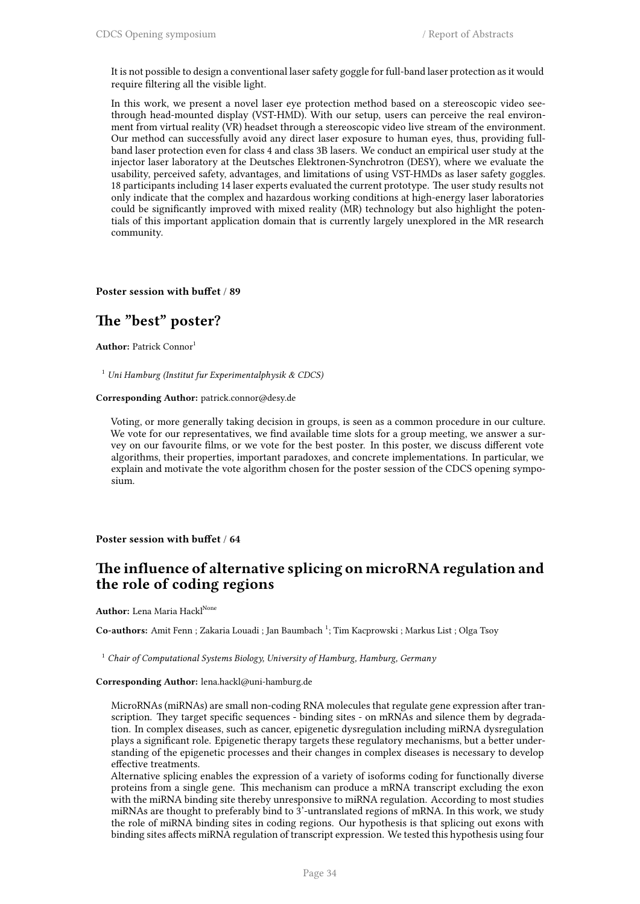It is not possible to design a conventional laser safety goggle for full-band laser protection as it would require filtering all the visible light.

In this work, we present a novel laser eye protection method based on a stereoscopic video see-through head-mounted display (VST-HMD). With our setup, users can perceive the real environment from virtual reality (VR) headset through a stereoscopic video live stream of the environment. Our method can successfully avoid any direct laser exposure to human eyes, thus, providing full-band laser protection even for class 4 and class 3B lasers. We conduct an empirical user study at the injector laser laboratory at the Deutsches Elektronen-Synchrotron (DESY), where we evaluate the usability, perceived safety, advantages, and limitations of using VST-HMDs as laser safety goggles. 18 participants including 14 laser experts evaluated the current prototype. The user study results not only indicate that the complex and hazardous working conditions at high-energy laser laboratories could be significantly improved with mixed reality (MR) technology but also highlight the potentials of this important application domain that is currently largely unexplored in the MR research community.

**Poster session with buffet / 89**

## The "best" poster?

**Author:** Patrick Connor[1]

[1] *Uni Hamburg (Institut fur Experimentalphysik & CDCS)*

**Corresponding Author:** patrick.connor@desy.de

Voting, or more generally taking decision in groups, is seen as a common procedure in our culture. We vote for our representatives, we find available time slots for a group meeting, we answer a survey on our favourite films, or we vote for the best poster. In this poster, we discuss different vote algorithms, their properties, important paradoxes, and concrete implementations. In particular, we explain and motivate the vote algorithm chosen for the poster session of the CDCS opening symposium.

**Poster session with buffet / 64**

## The influence of alternative splicing on microRNA regulation and the role of coding regions

**Author:** Lena Maria Hackl[None]

**Co-authors:** Amit Fenn ; Zakaria Louadi ; Jan Baumbach [1]; Tim Kacprowski ; Markus List ; Olga Tsoy

[1] *Chair of Computational Systems Biology, University of Hamburg, Hamburg, Germany*

**Corresponding Author:** lena.hackl@uni-hamburg.de

MicroRNAs (miRNAs) are small non-coding RNA molecules that regulate gene expression after transcription. They target specific sequences - binding sites - on mRNAs and silence them by degradation. In complex diseases, such as cancer, epigenetic dysregulation including miRNA dysregulation plays a significant role. Epigenetic therapy targets these regulatory mechanisms, but a better understanding of the epigenetic processes and their changes in complex diseases is necessary to develop effective treatments.
Alternative splicing enables the expression of a variety of isoforms coding for functionally diverse proteins from a single gene. This mechanism can produce a mRNA transcript excluding the exon with the miRNA binding site thereby unresponsive to miRNA regulation. According to most studies miRNAs are thought to preferably bind to 3'-untranslated regions of mRNA. In this work, we study the role of miRNA binding sites in coding regions. Our hypothesis is that splicing out exons with binding sites affects miRNA regulation of transcript expression. We tested this hypothesis using four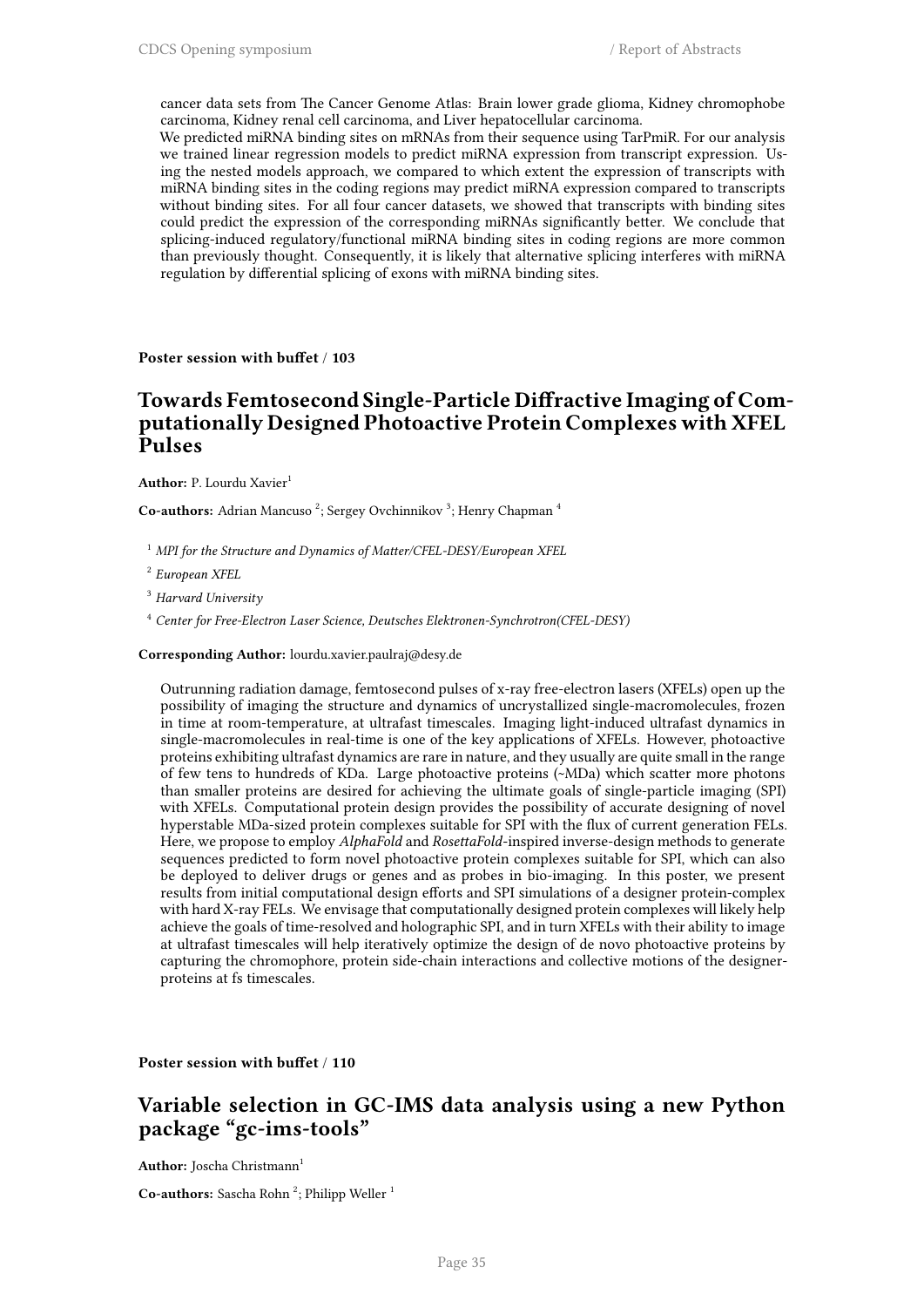cancer data sets from The Cancer Genome Atlas: Brain lower grade glioma, Kidney chromophobe carcinoma, Kidney renal cell carcinoma, and Liver hepatocellular carcinoma.
We predicted miRNA binding sites on mRNAs from their sequence using TarPmiR. For our analysis we trained linear regression models to predict miRNA expression from transcript expression. Using the nested models approach, we compared to which extent the expression of transcripts with miRNA binding sites in the coding regions may predict miRNA expression compared to transcripts without binding sites. For all four cancer datasets, we showed that transcripts with binding sites could predict the expression of the corresponding miRNAs significantly better. We conclude that splicing-induced regulatory/functional miRNA binding sites in coding regions are more common than previously thought. Consequently, it is likely that alternative splicing interferes with miRNA regulation by differential splicing of exons with miRNA binding sites.

**Poster session with buffet / 103**

## Towards Femtosecond Single-Particle Diffractive Imaging of Computationally Designed Photoactive Protein Complexes with XFEL Pulses

**Author:** P. Lourdu Xavier[1]

**Co-authors:** Adrian Mancuso [2]; Sergey Ovchinnikov [3]; Henry Chapman [4]

[1] *MPI for the Structure and Dynamics of Matter/CFEL-DESY/European XFEL*

[2] *European XFEL*

[3] *Harvard University*

[4] *Center for Free-Electron Laser Science, Deutsches Elektronen-Synchrotron(CFEL-DESY)*

**Corresponding Author:** lourdu.xavier.paulraj@desy.de

Outrunning radiation damage, femtosecond pulses of x-ray free-electron lasers (XFELs) open up the possibility of imaging the structure and dynamics of uncrystallized single-macromolecules, frozen in time at room-temperature, at ultrafast timescales. Imaging light-induced ultrafast dynamics in single-macromolecules in real-time is one of the key applications of XFELs. However, photoactive proteins exhibiting ultrafast dynamics are rare in nature, and they usually are quite small in the range of few tens to hundreds of KDa. Large photoactive proteins (~MDa) which scatter more photons than smaller proteins are desired for achieving the ultimate goals of single-particle imaging (SPI) with XFELs. Computational protein design provides the possibility of accurate designing of novel hyperstable MDa-sized protein complexes suitable for SPI with the flux of current generation FELs. Here, we propose to employ *AlphaFold* and *RosettaFold*-inspired inverse-design methods to generate sequences predicted to form novel photoactive protein complexes suitable for SPI, which can also be deployed to deliver drugs or genes and as probes in bio-imaging. In this poster, we present results from initial computational design efforts and SPI simulations of a designer protein-complex with hard X-ray FELs. We envisage that computationally designed protein complexes will likely help achieve the goals of time-resolved and holographic SPI, and in turn XFELs with their ability to image at ultrafast timescales will help iteratively optimize the design of de novo photoactive proteins by capturing the chromophore, protein side-chain interactions and collective motions of the designer-proteins at fs timescales.

**Poster session with buffet / 110**

## Variable selection in GC-IMS data analysis using a new Python package "gc-ims-tools"

**Author:** Joscha Christmann[1]

**Co-authors:** Sascha Rohn [2]; Philipp Weller [1]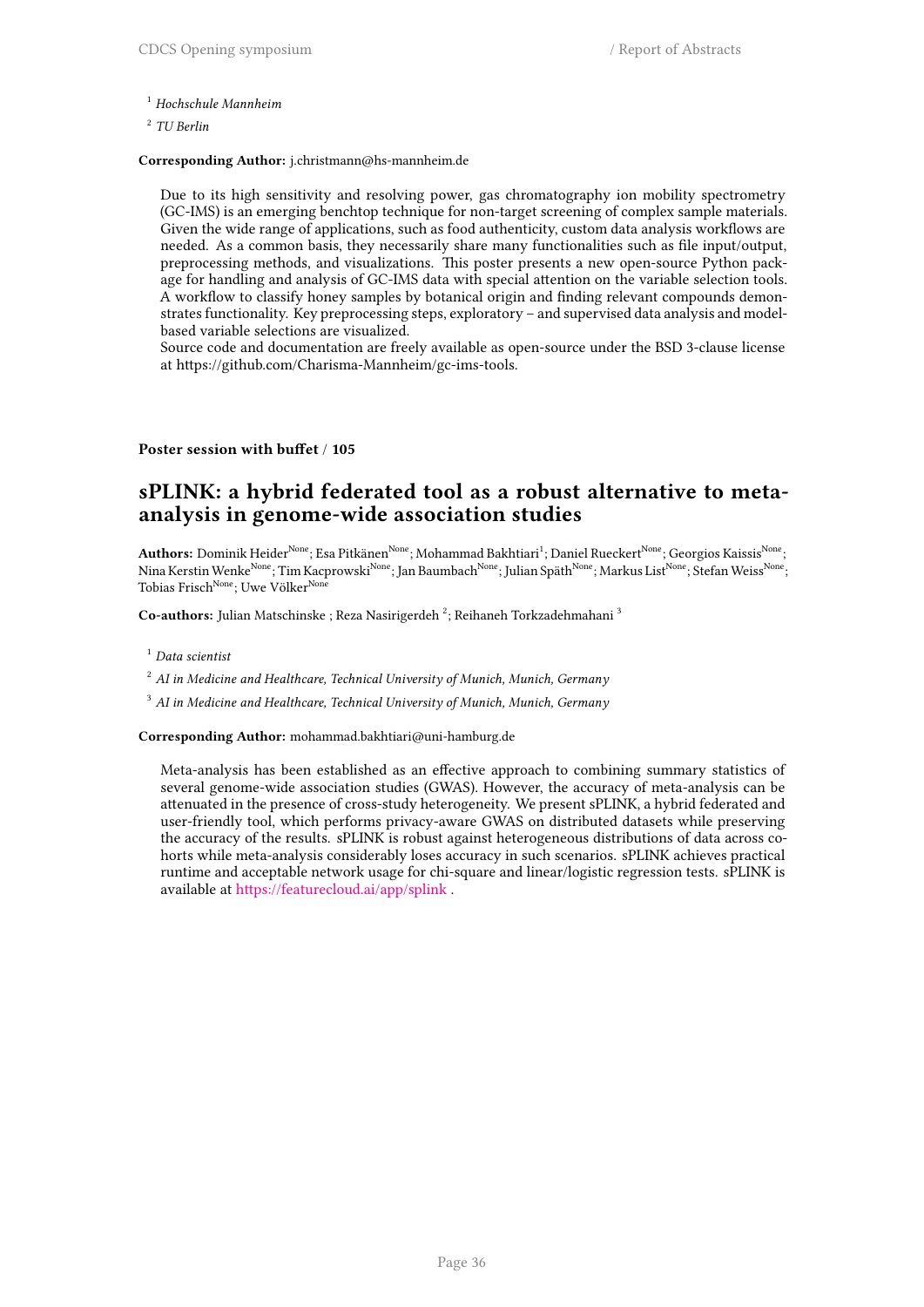[1] *Hochschule Mannheim*

[2] *TU Berlin*

**Corresponding Author:** j.christmann@hs-mannheim.de

Due to its high sensitivity and resolving power, gas chromatography ion mobility spectrometry (GC-IMS) is an emerging benchtop technique for non-target screening of complex sample materials. Given the wide range of applications, such as food authenticity, custom data analysis workflows are needed. As a common basis, they necessarily share many functionalities such as file input/output, preprocessing methods, and visualizations. This poster presents a new open-source Python package for handling and analysis of GC-IMS data with special attention on the variable selection tools. A workflow to classify honey samples by botanical origin and finding relevant compounds demonstrates functionality. Key preprocessing steps, exploratory – and supervised data analysis and model-based variable selections are visualized.
Source code and documentation are freely available as open-source under the BSD 3-clause license at https://github.com/Charisma-Mannheim/gc-ims-tools.

**Poster session with buffet / 105**

## sPLINK: a hybrid federated tool as a robust alternative to meta-analysis in genome-wide association studies

**Authors:** Dominik Heider[None]; Esa Pitkänen[None]; Mohammad Bakhtiari[1]; Daniel Rueckert[None]; Georgios Kaissis[None]; Nina Kerstin Wenke[None]; Tim Kacprowski[None]; Jan Baumbach[None]; Julian Späth[None]; Markus List[None]; Stefan Weiss[None]; Tobias Frisch[None]; Uwe Völker[None]

**Co-authors:** Julian Matschinske ; Reza Nasirigerdeh [2]; Reihaneh Torkzadehmahani [3]

[1] *Data scientist*

[2] *AI in Medicine and Healthcare, Technical University of Munich, Munich, Germany*

[3] *AI in Medicine and Healthcare, Technical University of Munich, Munich, Germany*

**Corresponding Author:** mohammad.bakhtiari@uni-hamburg.de

Meta-analysis has been established as an effective approach to combining summary statistics of several genome-wide association studies (GWAS). However, the accuracy of meta-analysis can be attenuated in the presence of cross-study heterogeneity. We present sPLINK, a hybrid federated and user-friendly tool, which performs privacy-aware GWAS on distributed datasets while preserving the accuracy of the results. sPLINK is robust against heterogeneous distributions of data across cohorts while meta-analysis considerably loses accuracy in such scenarios. sPLINK achieves practical runtime and acceptable network usage for chi-square and linear/logistic regression tests. sPLINK is available at https://featurecloud.ai/app/splink .